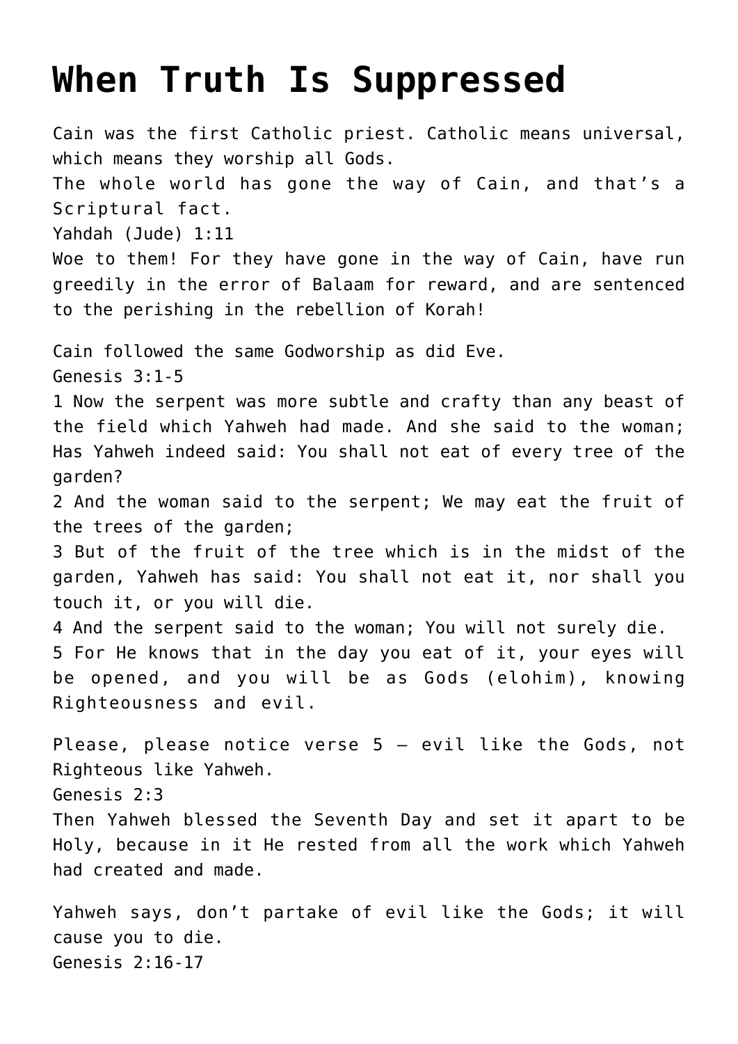# When Truth Is Suppressed

Cain was the first Catholic priest. Catholic means universal, which means they worship all Gods.
The whole world has gone the way of Cain, and that's a Scriptural fact.
Yahdah (Jude) 1:11
Woe to them! For they have gone in the way of Cain, have run greedily in the error of Balaam for reward, and are sentenced to the perishing in the rebellion of Korah!

Cain followed the same Godworship as did Eve.
Genesis 3:1-5
1 Now the serpent was more subtle and crafty than any beast of the field which Yahweh had made. And she said to the woman; Has Yahweh indeed said: You shall not eat of every tree of the garden?
2 And the woman said to the serpent; We may eat the fruit of the trees of the garden;
3 But of the fruit of the tree which is in the midst of the garden, Yahweh has said: You shall not eat it, nor shall you touch it, or you will die.
4 And the serpent said to the woman; You will not surely die.
5 For He knows that in the day you eat of it, your eyes will be opened, and you will be as Gods (elohim), knowing Righteousness and evil.

Please, please notice verse 5 – evil like the Gods, not Righteous like Yahweh.
Genesis 2:3
Then Yahweh blessed the Seventh Day and set it apart to be Holy, because in it He rested from all the work which Yahweh had created and made.

Yahweh says, don't partake of evil like the Gods; it will cause you to die.
Genesis 2:16-17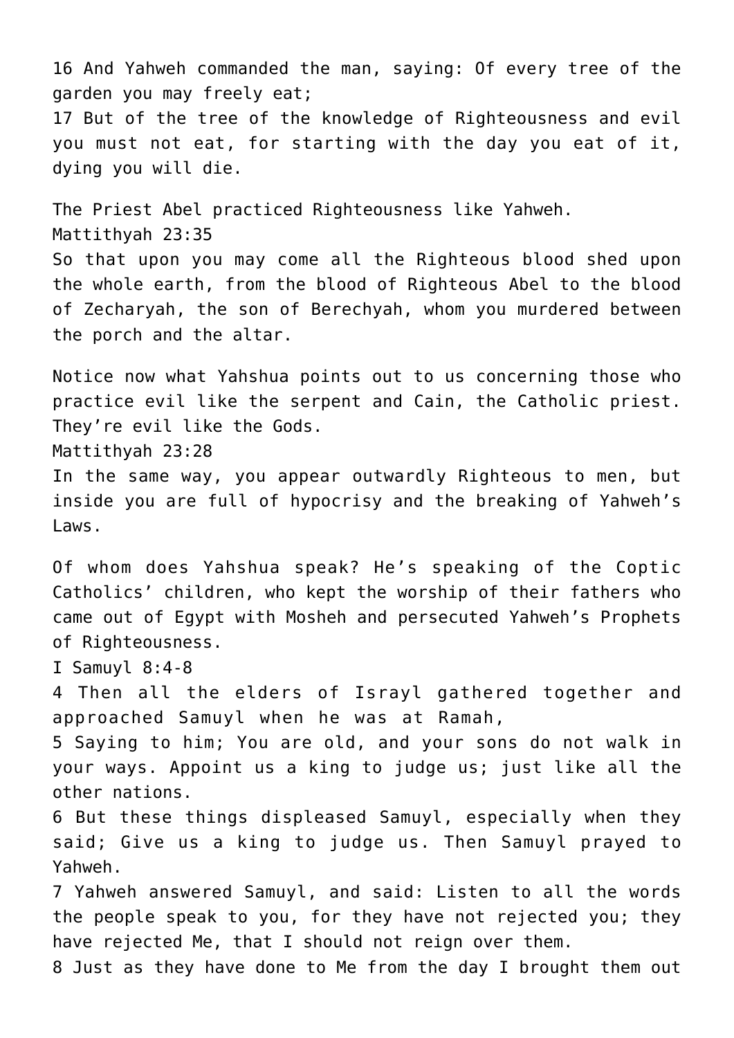16 And Yahweh commanded the man, saying: Of every tree of the garden you may freely eat;
17 But of the tree of the knowledge of Righteousness and evil you must not eat, for starting with the day you eat of it, dying you will die.

The Priest Abel practiced Righteousness like Yahweh.
Mattithyah 23:35
So that upon you may come all the Righteous blood shed upon the whole earth, from the blood of Righteous Abel to the blood of Zecharyah, the son of Berechyah, whom you murdered between the porch and the altar.

Notice now what Yahshua points out to us concerning those who practice evil like the serpent and Cain, the Catholic priest. They're evil like the Gods.
Mattithyah 23:28
In the same way, you appear outwardly Righteous to men, but inside you are full of hypocrisy and the breaking of Yahweh's Laws.

Of whom does Yahshua speak? He's speaking of the Coptic Catholics' children, who kept the worship of their fathers who came out of Egypt with Mosheh and persecuted Yahweh's Prophets of Righteousness.
I Samuyl 8:4-8
4 Then all the elders of Israyl gathered together and approached Samuyl when he was at Ramah,
5 Saying to him; You are old, and your sons do not walk in your ways. Appoint us a king to judge us; just like all the other nations.
6 But these things displeased Samuyl, especially when they said; Give us a king to judge us. Then Samuyl prayed to Yahweh.
7 Yahweh answered Samuyl, and said: Listen to all the words the people speak to you, for they have not rejected you; they have rejected Me, that I should not reign over them.
8 Just as they have done to Me from the day I brought them out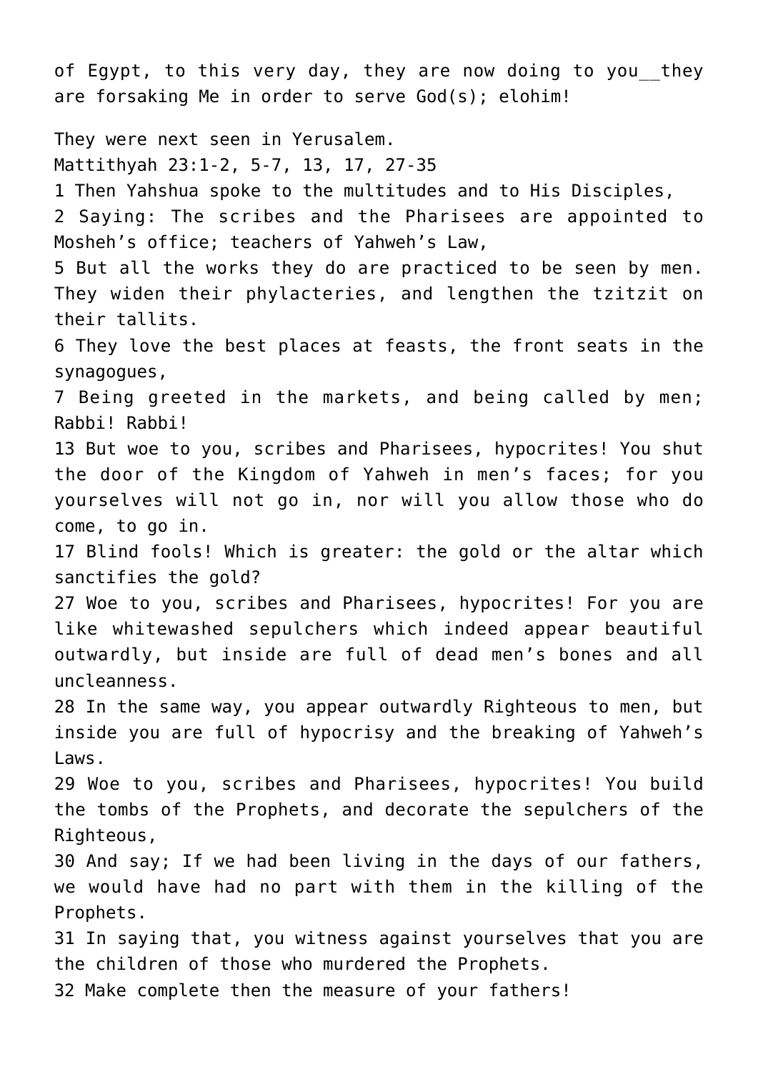of Egypt, to this very day, they are now doing to you__they are forsaking Me in order to serve God(s); elohim!

They were next seen in Yerusalem.
Mattithyah 23:1-2, 5-7, 13, 17, 27-35
1 Then Yahshua spoke to the multitudes and to His Disciples,
2 Saying: The scribes and the Pharisees are appointed to Mosheh's office; teachers of Yahweh's Law,
5 But all the works they do are practiced to be seen by men. They widen their phylacteries, and lengthen the tzitzit on their tallits.
6 They love the best places at feasts, the front seats in the synagogues,
7 Being greeted in the markets, and being called by men; Rabbi! Rabbi!
13 But woe to you, scribes and Pharisees, hypocrites! You shut the door of the Kingdom of Yahweh in men's faces; for you yourselves will not go in, nor will you allow those who do come, to go in.
17 Blind fools! Which is greater: the gold or the altar which sanctifies the gold?
27 Woe to you, scribes and Pharisees, hypocrites! For you are like whitewashed sepulchers which indeed appear beautiful outwardly, but inside are full of dead men's bones and all uncleanness.
28 In the same way, you appear outwardly Righteous to men, but inside you are full of hypocrisy and the breaking of Yahweh's Laws.
29 Woe to you, scribes and Pharisees, hypocrites! You build the tombs of the Prophets, and decorate the sepulchers of the Righteous,
30 And say; If we had been living in the days of our fathers, we would have had no part with them in the killing of the Prophets.
31 In saying that, you witness against yourselves that you are the children of those who murdered the Prophets.
32 Make complete then the measure of your fathers!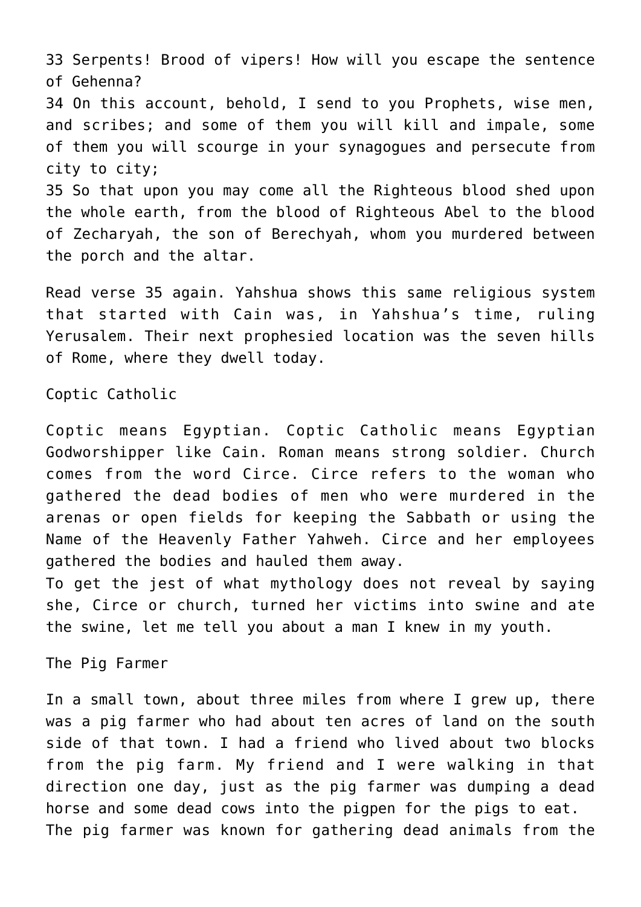33 Serpents! Brood of vipers! How will you escape the sentence of Gehenna?

34 On this account, behold, I send to you Prophets, wise men, and scribes; and some of them you will kill and impale, some of them you will scourge in your synagogues and persecute from city to city;

35 So that upon you may come all the Righteous blood shed upon the whole earth, from the blood of Righteous Abel to the blood of Zecharyah, the son of Berechyah, whom you murdered between the porch and the altar.

Read verse 35 again. Yahshua shows this same religious system that started with Cain was, in Yahshua's time, ruling Yerusalem. Their next prophesied location was the seven hills of Rome, where they dwell today.

## Coptic Catholic

Coptic means Egyptian. Coptic Catholic means Egyptian Godworshipper like Cain. Roman means strong soldier. Church comes from the word Circe. Circe refers to the woman who gathered the dead bodies of men who were murdered in the arenas or open fields for keeping the Sabbath or using the Name of the Heavenly Father Yahweh. Circe and her employees gathered the bodies and hauled them away.

To get the jest of what mythology does not reveal by saying she, Circe or church, turned her victims into swine and ate the swine, let me tell you about a man I knew in my youth.

## The Pig Farmer

In a small town, about three miles from where I grew up, there was a pig farmer who had about ten acres of land on the south side of that town. I had a friend who lived about two blocks from the pig farm. My friend and I were walking in that direction one day, just as the pig farmer was dumping a dead horse and some dead cows into the pigpen for the pigs to eat. The pig farmer was known for gathering dead animals from the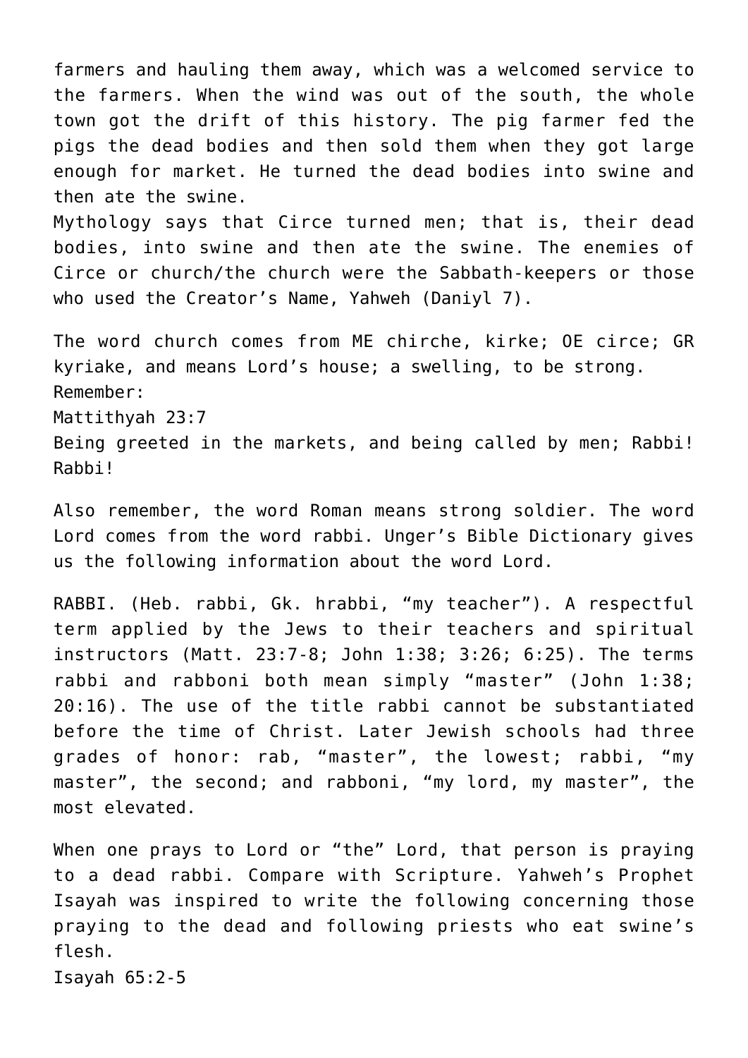farmers and hauling them away, which was a welcomed service to the farmers. When the wind was out of the south, the whole town got the drift of this history. The pig farmer fed the pigs the dead bodies and then sold them when they got large enough for market. He turned the dead bodies into swine and then ate the swine.
Mythology says that Circe turned men; that is, their dead bodies, into swine and then ate the swine. The enemies of Circe or church/the church were the Sabbath-keepers or those who used the Creator's Name, Yahweh (Daniyl 7).

The word church comes from ME chirche, kirke; OE circe; GR kyriake, and means Lord's house; a swelling, to be strong.
Remember:
Mattithyah 23:7
Being greeted in the markets, and being called by men; Rabbi! Rabbi!

Also remember, the word Roman means strong soldier. The word Lord comes from the word rabbi. Unger's Bible Dictionary gives us the following information about the word Lord.

RABBI. (Heb. rabbi, Gk. hrabbi, "my teacher"). A respectful term applied by the Jews to their teachers and spiritual instructors (Matt. 23:7-8; John 1:38; 3:26; 6:25). The terms rabbi and rabboni both mean simply "master" (John 1:38; 20:16). The use of the title rabbi cannot be substantiated before the time of Christ. Later Jewish schools had three grades of honor: rab, "master", the lowest; rabbi, "my master", the second; and rabboni, "my lord, my master", the most elevated.

When one prays to Lord or "the" Lord, that person is praying to a dead rabbi. Compare with Scripture. Yahweh's Prophet Isayah was inspired to write the following concerning those praying to the dead and following priests who eat swine's flesh.
Isayah 65:2-5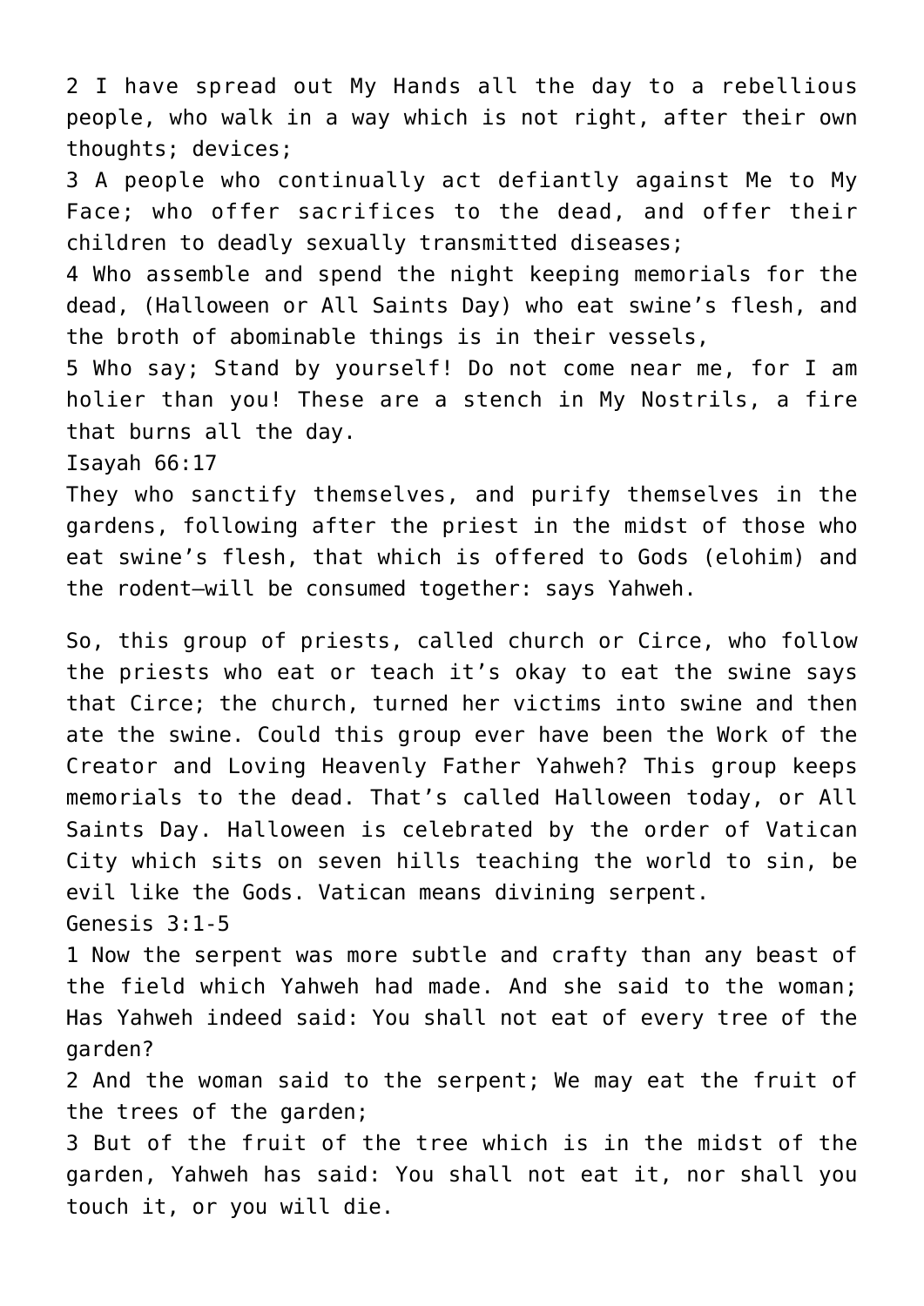2 I have spread out My Hands all the day to a rebellious people, who walk in a way which is not right, after their own thoughts; devices;

3 A people who continually act defiantly against Me to My Face; who offer sacrifices to the dead, and offer their children to deadly sexually transmitted diseases;

4 Who assemble and spend the night keeping memorials for the dead, (Halloween or All Saints Day) who eat swine's flesh, and the broth of abominable things is in their vessels,

5 Who say; Stand by yourself! Do not come near me, for I am holier than you! These are a stench in My Nostrils, a fire that burns all the day.

Isayah 66:17

They who sanctify themselves, and purify themselves in the gardens, following after the priest in the midst of those who eat swine's flesh, that which is offered to Gods (elohim) and the rodent—will be consumed together: says Yahweh.

So, this group of priests, called church or Circe, who follow the priests who eat or teach it's okay to eat the swine says that Circe; the church, turned her victims into swine and then ate the swine. Could this group ever have been the Work of the Creator and Loving Heavenly Father Yahweh? This group keeps memorials to the dead. That's called Halloween today, or All Saints Day. Halloween is celebrated by the order of Vatican City which sits on seven hills teaching the world to sin, be evil like the Gods. Vatican means divining serpent.

Genesis 3:1-5

1 Now the serpent was more subtle and crafty than any beast of the field which Yahweh had made. And she said to the woman; Has Yahweh indeed said: You shall not eat of every tree of the garden?

2 And the woman said to the serpent; We may eat the fruit of the trees of the garden;

3 But of the fruit of the tree which is in the midst of the garden, Yahweh has said: You shall not eat it, nor shall you touch it, or you will die.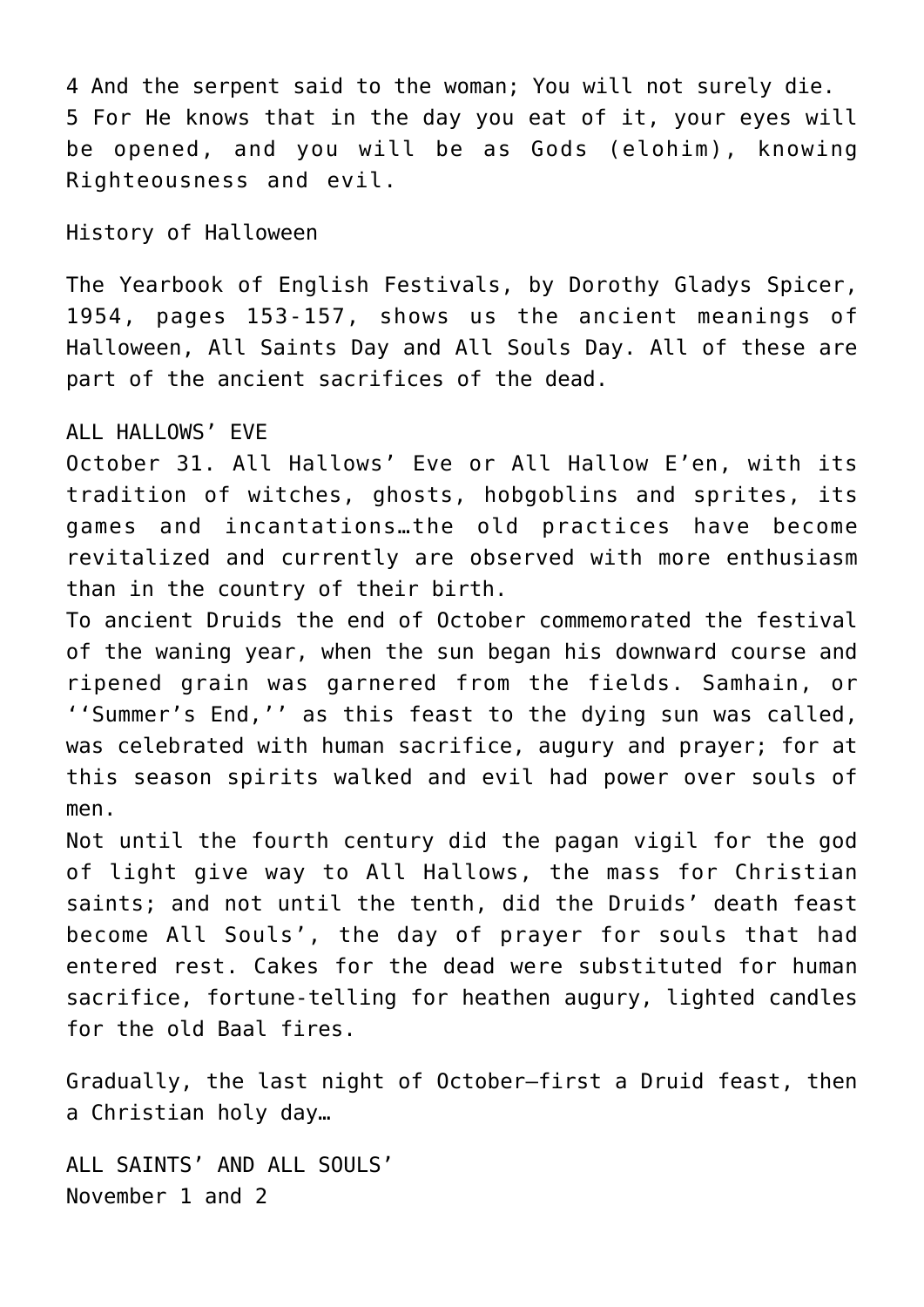4 And the serpent said to the woman; You will not surely die.
5 For He knows that in the day you eat of it, your eyes will be opened, and you will be as Gods (elohim), knowing Righteousness and evil.

History of Halloween

The Yearbook of English Festivals, by Dorothy Gladys Spicer, 1954, pages 153-157, shows us the ancient meanings of Halloween, All Saints Day and All Souls Day. All of these are part of the ancient sacrifices of the dead.

ALL HALLOWS' EVE
October 31. All Hallows' Eve or All Hallow E'en, with its tradition of witches, ghosts, hobgoblins and sprites, its games and incantations…the old practices have become revitalized and currently are observed with more enthusiasm than in the country of their birth.
To ancient Druids the end of October commemorated the festival of the waning year, when the sun began his downward course and ripened grain was garnered from the fields. Samhain, or ''Summer's End,'' as this feast to the dying sun was called, was celebrated with human sacrifice, augury and prayer; for at this season spirits walked and evil had power over souls of men.
Not until the fourth century did the pagan vigil for the god of light give way to All Hallows, the mass for Christian saints; and not until the tenth, did the Druids' death feast become All Souls', the day of prayer for souls that had entered rest. Cakes for the dead were substituted for human sacrifice, fortune-telling for heathen augury, lighted candles for the old Baal fires.

Gradually, the last night of October—first a Druid feast, then a Christian holy day…

ALL SAINTS' AND ALL SOULS'
November 1 and 2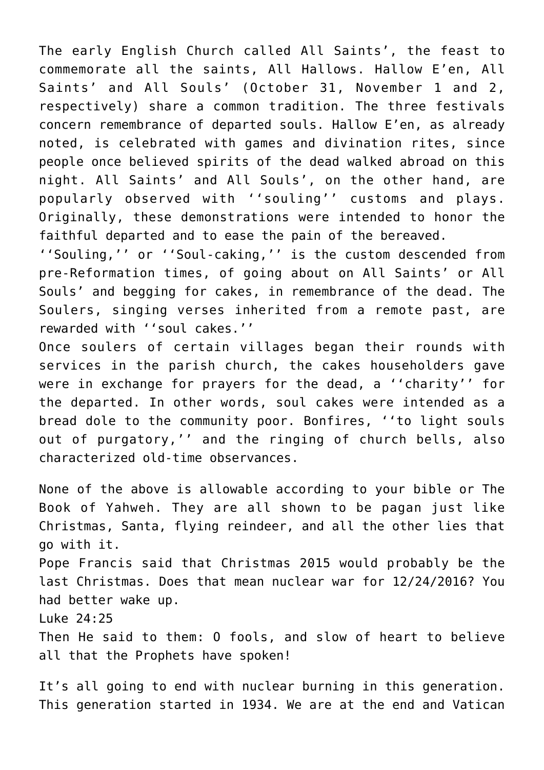The early English Church called All Saints', the feast to commemorate all the saints, All Hallows. Hallow E'en, All Saints' and All Souls' (October 31, November 1 and 2, respectively) share a common tradition. The three festivals concern remembrance of departed souls. Hallow E'en, as already noted, is celebrated with games and divination rites, since people once believed spirits of the dead walked abroad on this night. All Saints' and All Souls', on the other hand, are popularly observed with ''souling'' customs and plays. Originally, these demonstrations were intended to honor the faithful departed and to ease the pain of the bereaved.

''Souling,'' or ''Soul-caking,'' is the custom descended from pre-Reformation times, of going about on All Saints' or All Souls' and begging for cakes, in remembrance of the dead. The Soulers, singing verses inherited from a remote past, are rewarded with ''soul cakes.''

Once soulers of certain villages began their rounds with services in the parish church, the cakes householders gave were in exchange for prayers for the dead, a ''charity'' for the departed. In other words, soul cakes were intended as a bread dole to the community poor. Bonfires, ''to light souls out of purgatory,'' and the ringing of church bells, also characterized old-time observances.

None of the above is allowable according to your bible or The Book of Yahweh. They are all shown to be pagan just like Christmas, Santa, flying reindeer, and all the other lies that go with it.

Pope Francis said that Christmas 2015 would probably be the last Christmas. Does that mean nuclear war for 12/24/2016? You had better wake up.

Luke 24:25

Then He said to them: O fools, and slow of heart to believe all that the Prophets have spoken!

It's all going to end with nuclear burning in this generation. This generation started in 1934. We are at the end and Vatican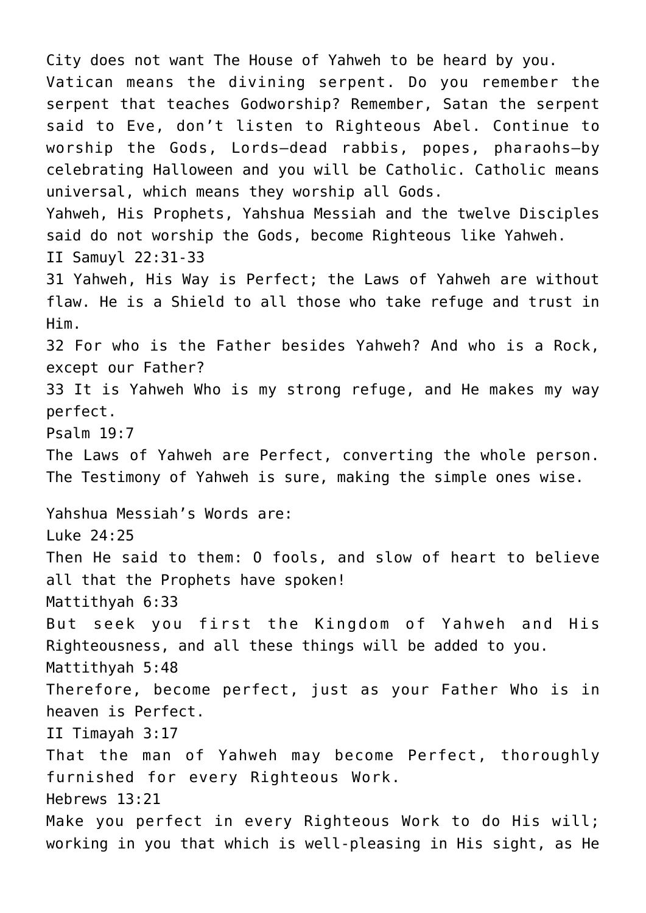City does not want The House of Yahweh to be heard by you.
Vatican means the divining serpent. Do you remember the serpent that teaches Godworship? Remember, Satan the serpent said to Eve, don't listen to Righteous Abel. Continue to worship the Gods, Lords—dead rabbis, popes, pharaohs—by celebrating Halloween and you will be Catholic. Catholic means universal, which means they worship all Gods.
Yahweh, His Prophets, Yahshua Messiah and the twelve Disciples said do not worship the Gods, become Righteous like Yahweh.

II Samuyl 22:31-33

31 Yahweh, His Way is Perfect; the Laws of Yahweh are without flaw. He is a Shield to all those who take refuge and trust in Him.
32 For who is the Father besides Yahweh? And who is a Rock, except our Father?
33 It is Yahweh Who is my strong refuge, and He makes my way perfect.

Psalm 19:7

The Laws of Yahweh are Perfect, converting the whole person. The Testimony of Yahweh is sure, making the simple ones wise.

Yahshua Messiah's Words are:

Luke 24:25

Then He said to them: O fools, and slow of heart to believe all that the Prophets have spoken!

Mattithyah 6:33

But seek you first the Kingdom of Yahweh and His Righteousness, and all these things will be added to you.

Mattithyah 5:48

Therefore, become perfect, just as your Father Who is in heaven is Perfect.

II Timayah 3:17

That the man of Yahweh may become Perfect, thoroughly furnished for every Righteous Work.

Hebrews 13:21

Make you perfect in every Righteous Work to do His will; working in you that which is well-pleasing in His sight, as He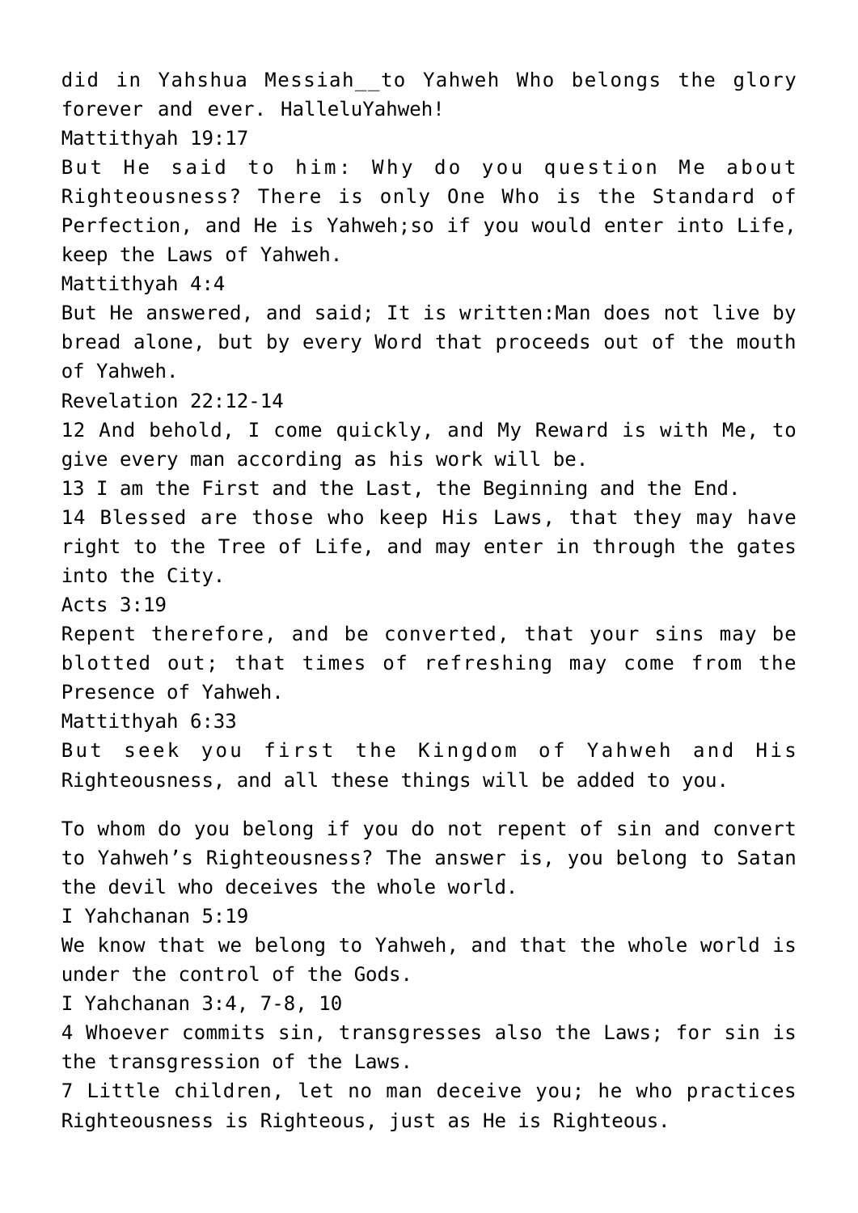did in Yahshua Messiah__to Yahweh Who belongs the glory forever and ever. HalleluYahweh!

Mattithyah 19:17

But He said to him: Why do you question Me about Righteousness? There is only One Who is the Standard of Perfection, and He is Yahweh;so if you would enter into Life, keep the Laws of Yahweh.

Mattithyah 4:4

But He answered, and said; It is written:Man does not live by bread alone, but by every Word that proceeds out of the mouth of Yahweh.

Revelation 22:12-14

12 And behold, I come quickly, and My Reward is with Me, to give every man according as his work will be.

13 I am the First and the Last, the Beginning and the End.

14 Blessed are those who keep His Laws, that they may have right to the Tree of Life, and may enter in through the gates into the City.

Acts 3:19

Repent therefore, and be converted, that your sins may be blotted out; that times of refreshing may come from the Presence of Yahweh.

Mattithyah 6:33

But seek you first the Kingdom of Yahweh and His Righteousness, and all these things will be added to you.

To whom do you belong if you do not repent of sin and convert to Yahweh's Righteousness? The answer is, you belong to Satan the devil who deceives the whole world.

I Yahchanan 5:19

We know that we belong to Yahweh, and that the whole world is under the control of the Gods.

I Yahchanan 3:4, 7-8, 10

4 Whoever commits sin, transgresses also the Laws; for sin is the transgression of the Laws.

7 Little children, let no man deceive you; he who practices Righteousness is Righteous, just as He is Righteous.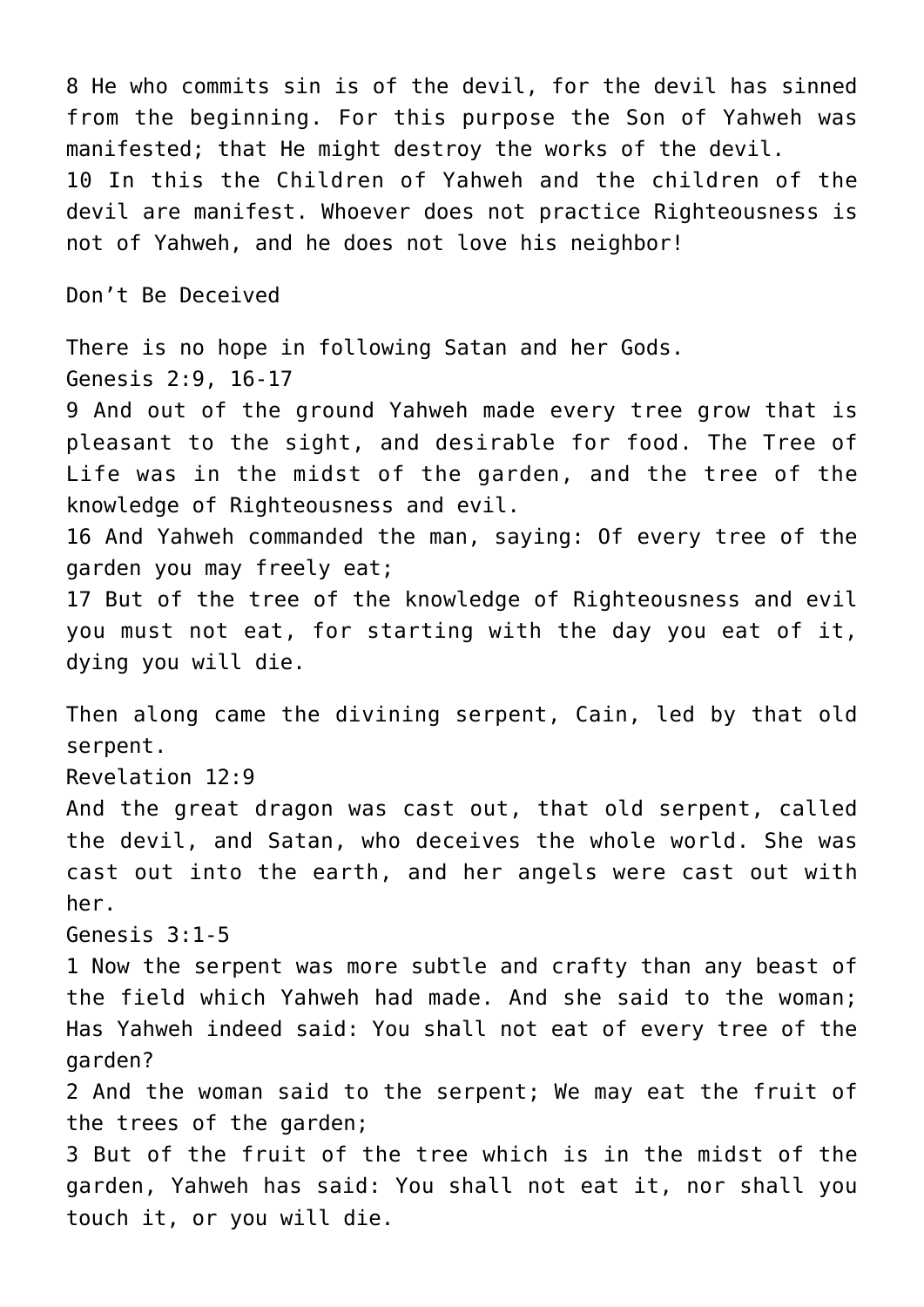8 He who commits sin is of the devil, for the devil has sinned from the beginning. For this purpose the Son of Yahweh was manifested; that He might destroy the works of the devil.
10 In this the Children of Yahweh and the children of the devil are manifest. Whoever does not practice Righteousness is not of Yahweh, and he does not love his neighbor!

## Don't Be Deceived

There is no hope in following Satan and her Gods.
Genesis 2:9, 16-17
9 And out of the ground Yahweh made every tree grow that is pleasant to the sight, and desirable for food. The Tree of Life was in the midst of the garden, and the tree of the knowledge of Righteousness and evil.
16 And Yahweh commanded the man, saying: Of every tree of the garden you may freely eat;
17 But of the tree of the knowledge of Righteousness and evil you must not eat, for starting with the day you eat of it, dying you will die.

Then along came the divining serpent, Cain, led by that old serpent.
Revelation 12:9
And the great dragon was cast out, that old serpent, called the devil, and Satan, who deceives the whole world. She was cast out into the earth, and her angels were cast out with her.
Genesis 3:1-5
1 Now the serpent was more subtle and crafty than any beast of the field which Yahweh had made. And she said to the woman; Has Yahweh indeed said: You shall not eat of every tree of the garden?
2 And the woman said to the serpent; We may eat the fruit of the trees of the garden;
3 But of the fruit of the tree which is in the midst of the garden, Yahweh has said: You shall not eat it, nor shall you touch it, or you will die.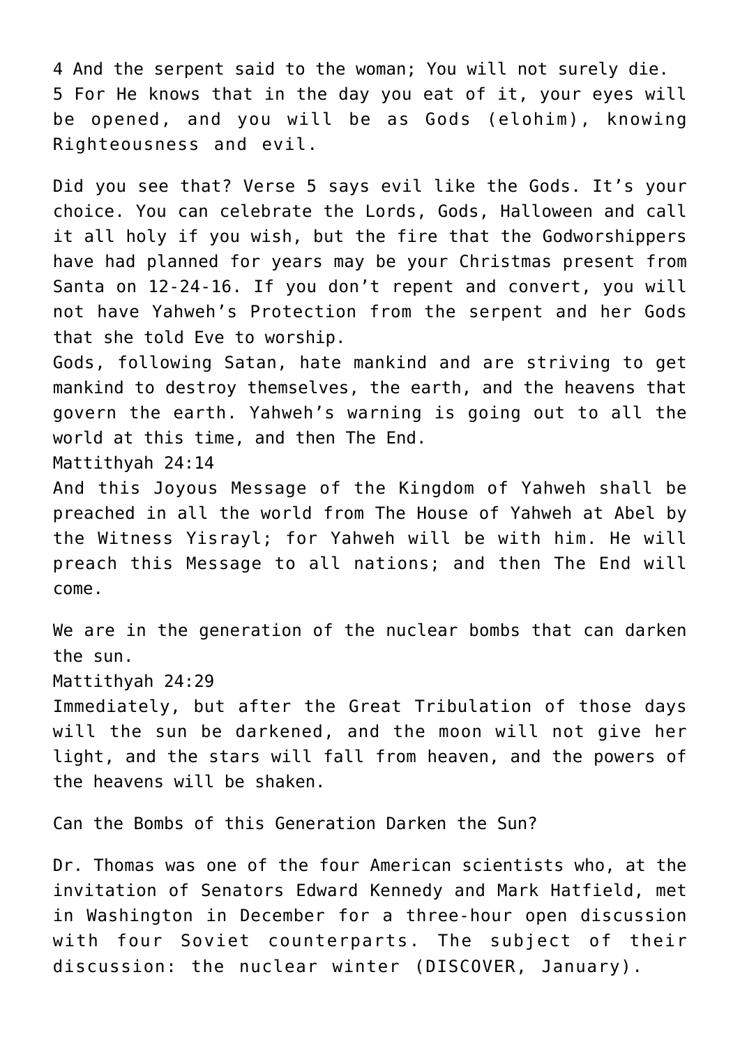4 And the serpent said to the woman; You will not surely die.
5 For He knows that in the day you eat of it, your eyes will be opened, and you will be as Gods (elohim), knowing Righteousness and evil.

Did you see that? Verse 5 says evil like the Gods. It's your choice. You can celebrate the Lords, Gods, Halloween and call it all holy if you wish, but the fire that the Godworshippers have had planned for years may be your Christmas present from Santa on 12-24-16. If you don't repent and convert, you will not have Yahweh's Protection from the serpent and her Gods that she told Eve to worship.
Gods, following Satan, hate mankind and are striving to get mankind to destroy themselves, the earth, and the heavens that govern the earth. Yahweh's warning is going out to all the world at this time, and then The End.
Mattithyah 24:14
And this Joyous Message of the Kingdom of Yahweh shall be preached in all the world from The House of Yahweh at Abel by the Witness Yisrayl; for Yahweh will be with him. He will preach this Message to all nations; and then The End will come.

We are in the generation of the nuclear bombs that can darken the sun.
Mattithyah 24:29
Immediately, but after the Great Tribulation of those days will the sun be darkened, and the moon will not give her light, and the stars will fall from heaven, and the powers of the heavens will be shaken.

Can the Bombs of this Generation Darken the Sun?

Dr. Thomas was one of the four American scientists who, at the invitation of Senators Edward Kennedy and Mark Hatfield, met in Washington in December for a three-hour open discussion with four Soviet counterparts. The subject of their discussion: the nuclear winter (DISCOVER, January).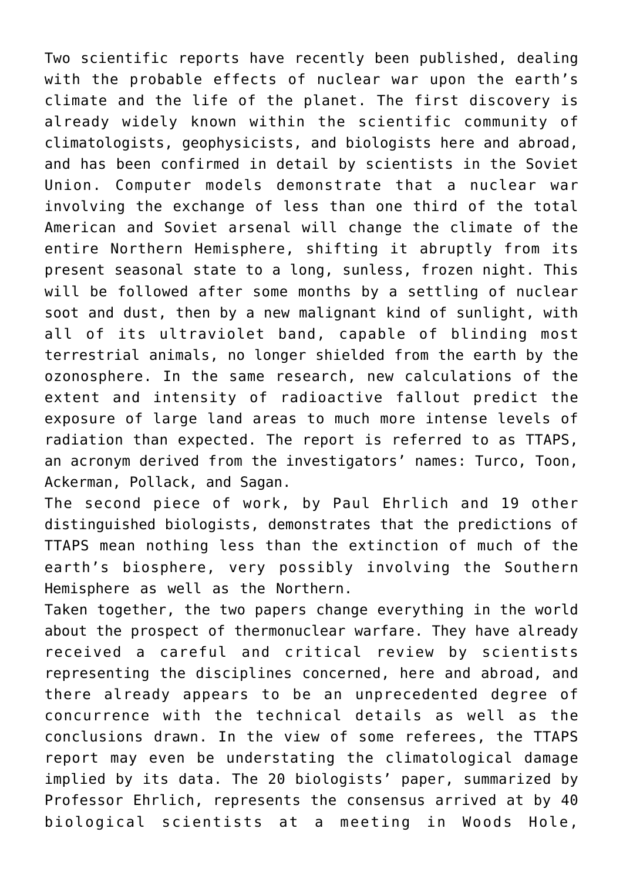Two scientific reports have recently been published, dealing with the probable effects of nuclear war upon the earth's climate and the life of the planet. The first discovery is already widely known within the scientific community of climatologists, geophysicists, and biologists here and abroad, and has been confirmed in detail by scientists in the Soviet Union. Computer models demonstrate that a nuclear war involving the exchange of less than one third of the total American and Soviet arsenal will change the climate of the entire Northern Hemisphere, shifting it abruptly from its present seasonal state to a long, sunless, frozen night. This will be followed after some months by a settling of nuclear soot and dust, then by a new malignant kind of sunlight, with all of its ultraviolet band, capable of blinding most terrestrial animals, no longer shielded from the earth by the ozonosphere. In the same research, new calculations of the extent and intensity of radioactive fallout predict the exposure of large land areas to much more intense levels of radiation than expected. The report is referred to as TTAPS, an acronym derived from the investigators' names: Turco, Toon, Ackerman, Pollack, and Sagan.

The second piece of work, by Paul Ehrlich and 19 other distinguished biologists, demonstrates that the predictions of TTAPS mean nothing less than the extinction of much of the earth's biosphere, very possibly involving the Southern Hemisphere as well as the Northern.

Taken together, the two papers change everything in the world about the prospect of thermonuclear warfare. They have already received a careful and critical review by scientists representing the disciplines concerned, here and abroad, and there already appears to be an unprecedented degree of concurrence with the technical details as well as the conclusions drawn. In the view of some referees, the TTAPS report may even be understating the climatological damage implied by its data. The 20 biologists' paper, summarized by Professor Ehrlich, represents the consensus arrived at by 40 biological scientists at a meeting in Woods Hole,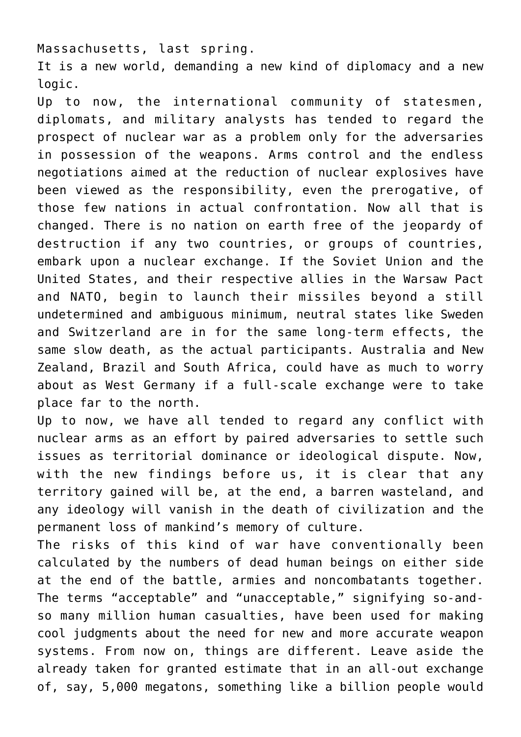Massachusetts, last spring.

It is a new world, demanding a new kind of diplomacy and a new logic.

Up to now, the international community of statesmen, diplomats, and military analysts has tended to regard the prospect of nuclear war as a problem only for the adversaries in possession of the weapons. Arms control and the endless negotiations aimed at the reduction of nuclear explosives have been viewed as the responsibility, even the prerogative, of those few nations in actual confrontation. Now all that is changed. There is no nation on earth free of the jeopardy of destruction if any two countries, or groups of countries, embark upon a nuclear exchange. If the Soviet Union and the United States, and their respective allies in the Warsaw Pact and NATO, begin to launch their missiles beyond a still undetermined and ambiguous minimum, neutral states like Sweden and Switzerland are in for the same long-term effects, the same slow death, as the actual participants. Australia and New Zealand, Brazil and South Africa, could have as much to worry about as West Germany if a full-scale exchange were to take place far to the north.

Up to now, we have all tended to regard any conflict with nuclear arms as an effort by paired adversaries to settle such issues as territorial dominance or ideological dispute. Now, with the new findings before us, it is clear that any territory gained will be, at the end, a barren wasteland, and any ideology will vanish in the death of civilization and the permanent loss of mankind's memory of culture.

The risks of this kind of war have conventionally been calculated by the numbers of dead human beings on either side at the end of the battle, armies and noncombatants together. The terms "acceptable" and "unacceptable," signifying so-and-so many million human casualties, have been used for making cool judgments about the need for new and more accurate weapon systems. From now on, things are different. Leave aside the already taken for granted estimate that in an all-out exchange of, say, 5,000 megatons, something like a billion people would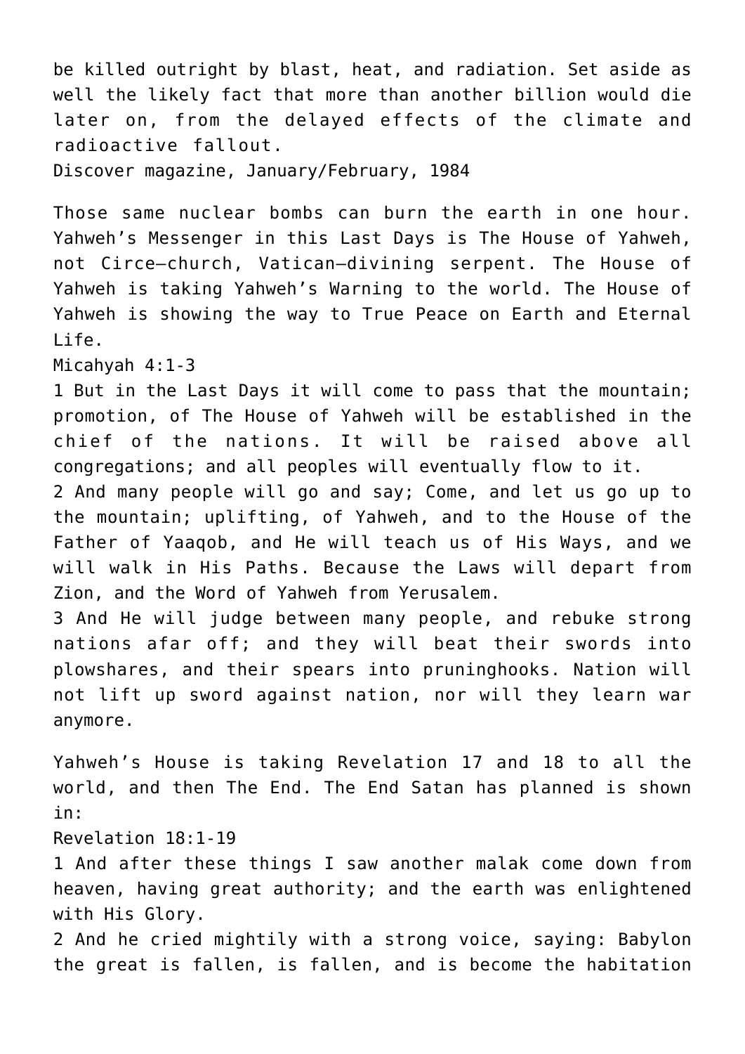be killed outright by blast, heat, and radiation. Set aside as well the likely fact that more than another billion would die later on, from the delayed effects of the climate and radioactive fallout.
Discover magazine, January/February, 1984

Those same nuclear bombs can burn the earth in one hour. Yahweh's Messenger in this Last Days is The House of Yahweh, not Circe—church, Vatican—divining serpent. The House of Yahweh is taking Yahweh's Warning to the world. The House of Yahweh is showing the way to True Peace on Earth and Eternal Life.

Micahyah 4:1-3
1 But in the Last Days it will come to pass that the mountain; promotion, of The House of Yahweh will be established in the chief of the nations. It will be raised above all congregations; and all peoples will eventually flow to it.
2 And many people will go and say; Come, and let us go up to the mountain; uplifting, of Yahweh, and to the House of the Father of Yaaqob, and He will teach us of His Ways, and we will walk in His Paths. Because the Laws will depart from Zion, and the Word of Yahweh from Yerusalem.
3 And He will judge between many people, and rebuke strong nations afar off; and they will beat their swords into plowshares, and their spears into pruninghooks. Nation will not lift up sword against nation, nor will they learn war anymore.

Yahweh's House is taking Revelation 17 and 18 to all the world, and then The End. The End Satan has planned is shown in:

Revelation 18:1-19
1 And after these things I saw another malak come down from heaven, having great authority; and the earth was enlightened with His Glory.
2 And he cried mightily with a strong voice, saying: Babylon the great is fallen, is fallen, and is become the habitation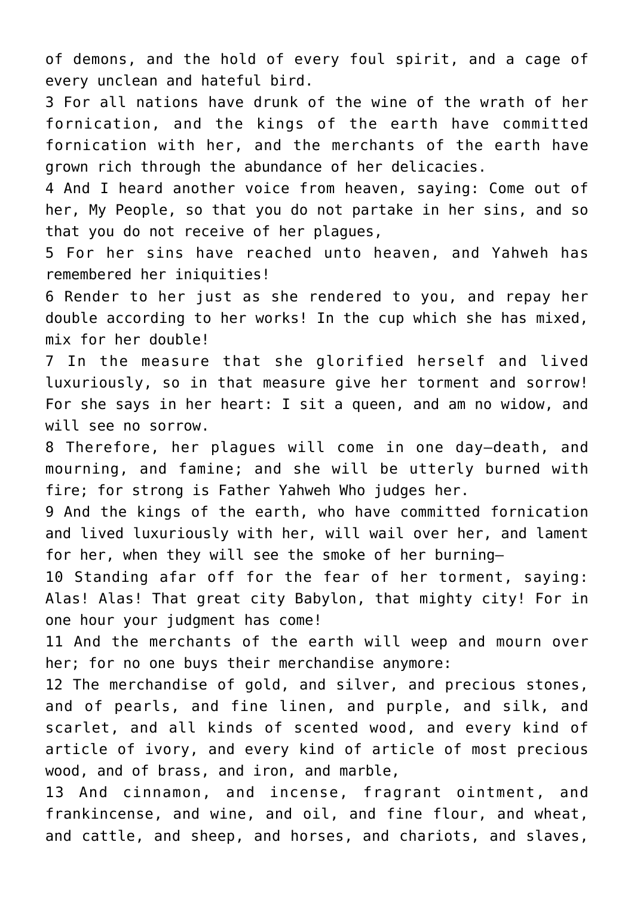of demons, and the hold of every foul spirit, and a cage of every unclean and hateful bird.

3 For all nations have drunk of the wine of the wrath of her fornication, and the kings of the earth have committed fornication with her, and the merchants of the earth have grown rich through the abundance of her delicacies.

4 And I heard another voice from heaven, saying: Come out of her, My People, so that you do not partake in her sins, and so that you do not receive of her plagues,

5 For her sins have reached unto heaven, and Yahweh has remembered her iniquities!

6 Render to her just as she rendered to you, and repay her double according to her works! In the cup which she has mixed, mix for her double!

7 In the measure that she glorified herself and lived luxuriously, so in that measure give her torment and sorrow! For she says in her heart: I sit a queen, and am no widow, and will see no sorrow.

8 Therefore, her plagues will come in one day—death, and mourning, and famine; and she will be utterly burned with fire; for strong is Father Yahweh Who judges her.

9 And the kings of the earth, who have committed fornication and lived luxuriously with her, will wail over her, and lament for her, when they will see the smoke of her burning—

10 Standing afar off for the fear of her torment, saying: Alas! Alas! That great city Babylon, that mighty city! For in one hour your judgment has come!

11 And the merchants of the earth will weep and mourn over her; for no one buys their merchandise anymore:

12 The merchandise of gold, and silver, and precious stones, and of pearls, and fine linen, and purple, and silk, and scarlet, and all kinds of scented wood, and every kind of article of ivory, and every kind of article of most precious wood, and of brass, and iron, and marble,

13 And cinnamon, and incense, fragrant ointment, and frankincense, and wine, and oil, and fine flour, and wheat, and cattle, and sheep, and horses, and chariots, and slaves,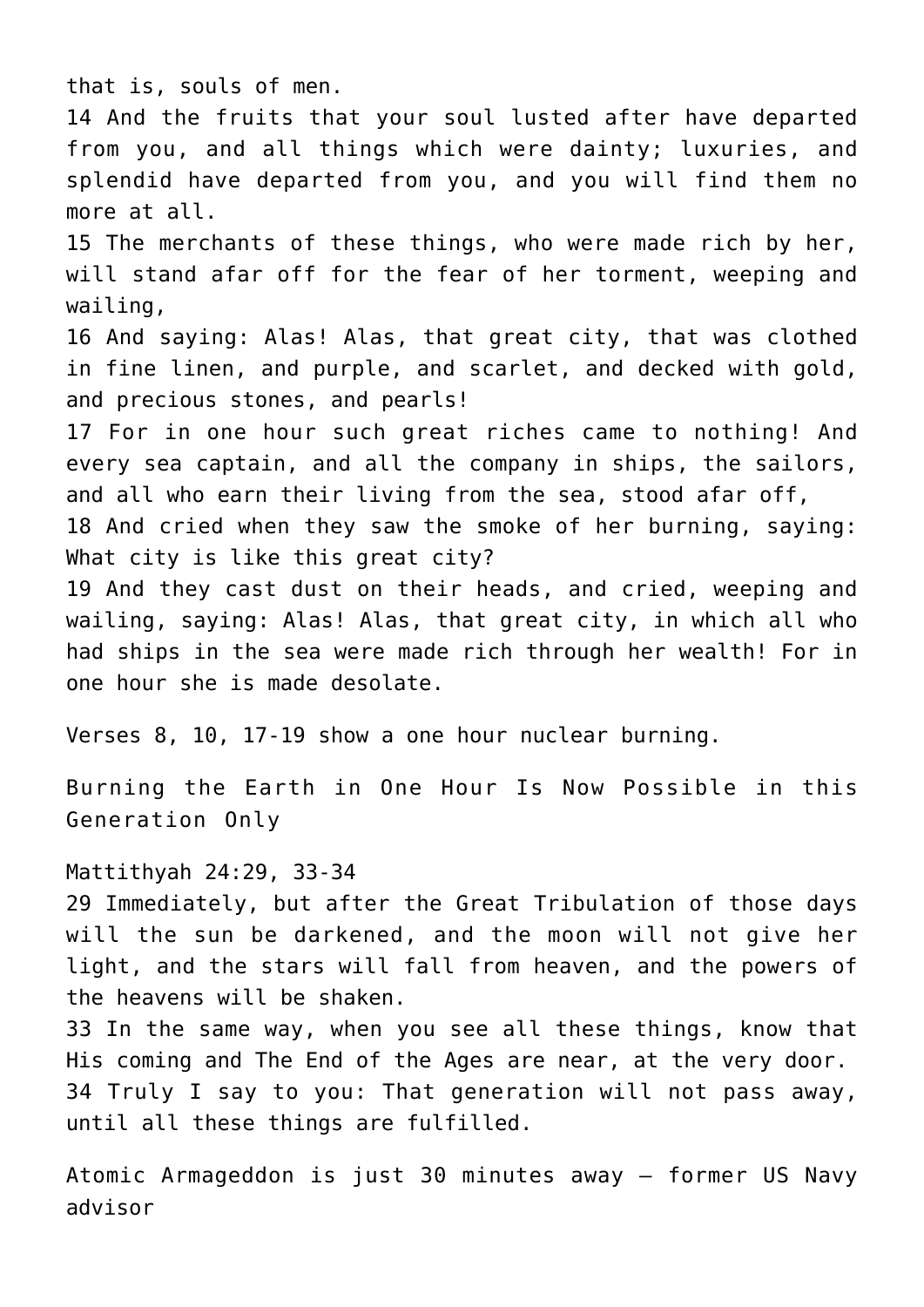that is, souls of men.

14 And the fruits that your soul lusted after have departed from you, and all things which were dainty; luxuries, and splendid have departed from you, and you will find them no more at all.

15 The merchants of these things, who were made rich by her, will stand afar off for the fear of her torment, weeping and wailing,

16 And saying: Alas! Alas, that great city, that was clothed in fine linen, and purple, and scarlet, and decked with gold, and precious stones, and pearls!

17 For in one hour such great riches came to nothing! And every sea captain, and all the company in ships, the sailors, and all who earn their living from the sea, stood afar off,

18 And cried when they saw the smoke of her burning, saying: What city is like this great city?

19 And they cast dust on their heads, and cried, weeping and wailing, saying: Alas! Alas, that great city, in which all who had ships in the sea were made rich through her wealth! For in one hour she is made desolate.

Verses 8, 10, 17-19 show a one hour nuclear burning.

Burning the Earth in One Hour Is Now Possible in this Generation Only

Mattithyah 24:29, 33-34

29 Immediately, but after the Great Tribulation of those days will the sun be darkened, and the moon will not give her light, and the stars will fall from heaven, and the powers of the heavens will be shaken.

33 In the same way, when you see all these things, know that His coming and The End of the Ages are near, at the very door.

34 Truly I say to you: That generation will not pass away, until all these things are fulfilled.

Atomic Armageddon is just 30 minutes away – former US Navy advisor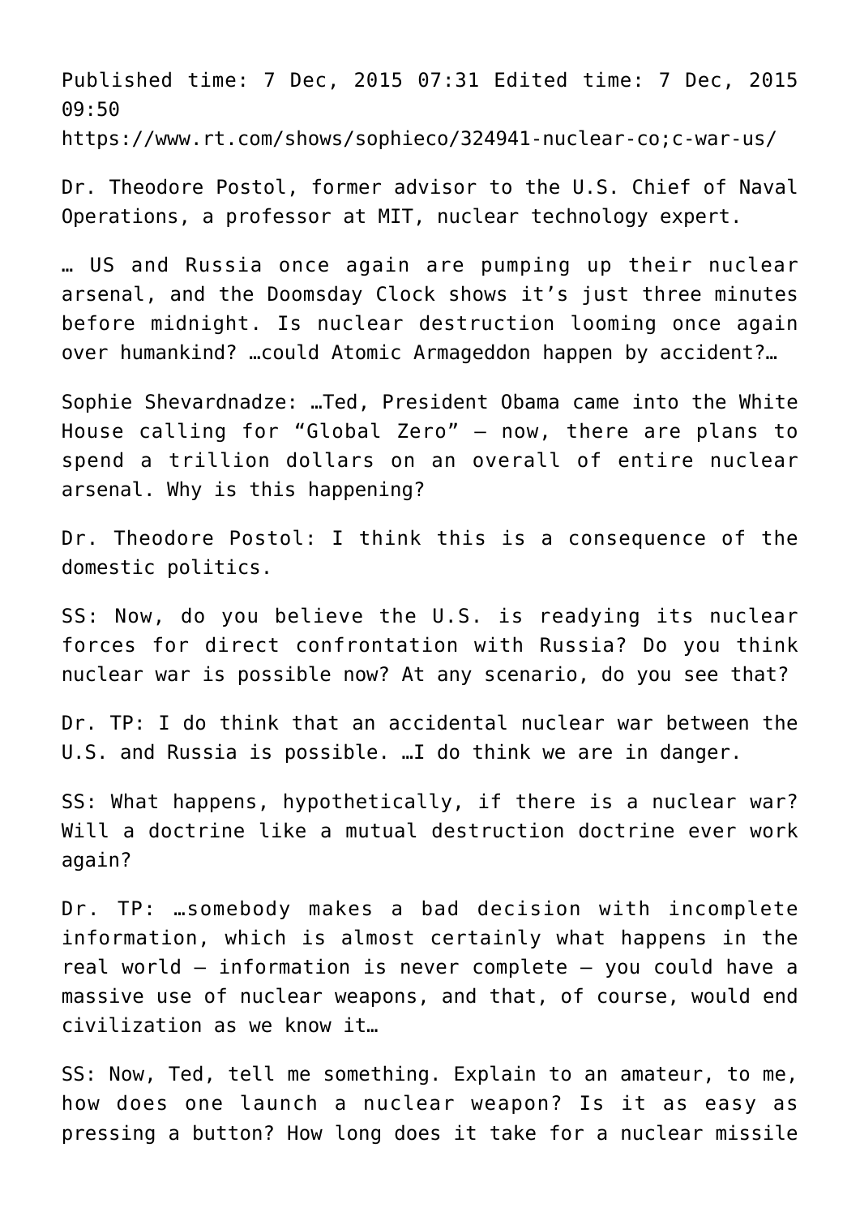Published time: 7 Dec, 2015 07:31 Edited time: 7 Dec, 2015 09:50
https://www.rt.com/shows/sophieco/324941-nuclear-co;c-war-us/

Dr. Theodore Postol, former advisor to the U.S. Chief of Naval Operations, a professor at MIT, nuclear technology expert.

… US and Russia once again are pumping up their nuclear arsenal, and the Doomsday Clock shows it's just three minutes before midnight. Is nuclear destruction looming once again over humankind? …could Atomic Armageddon happen by accident?…

Sophie Shevardnadze: …Ted, President Obama came into the White House calling for "Global Zero" – now, there are plans to spend a trillion dollars on an overall of entire nuclear arsenal. Why is this happening?

Dr. Theodore Postol: I think this is a consequence of the domestic politics.

SS: Now, do you believe the U.S. is readying its nuclear forces for direct confrontation with Russia? Do you think nuclear war is possible now? At any scenario, do you see that?

Dr. TP: I do think that an accidental nuclear war between the U.S. and Russia is possible. …I do think we are in danger.

SS: What happens, hypothetically, if there is a nuclear war? Will a doctrine like a mutual destruction doctrine ever work again?

Dr. TP: …somebody makes a bad decision with incomplete information, which is almost certainly what happens in the real world – information is never complete – you could have a massive use of nuclear weapons, and that, of course, would end civilization as we know it…

SS: Now, Ted, tell me something. Explain to an amateur, to me, how does one launch a nuclear weapon? Is it as easy as pressing a button? How long does it take for a nuclear missile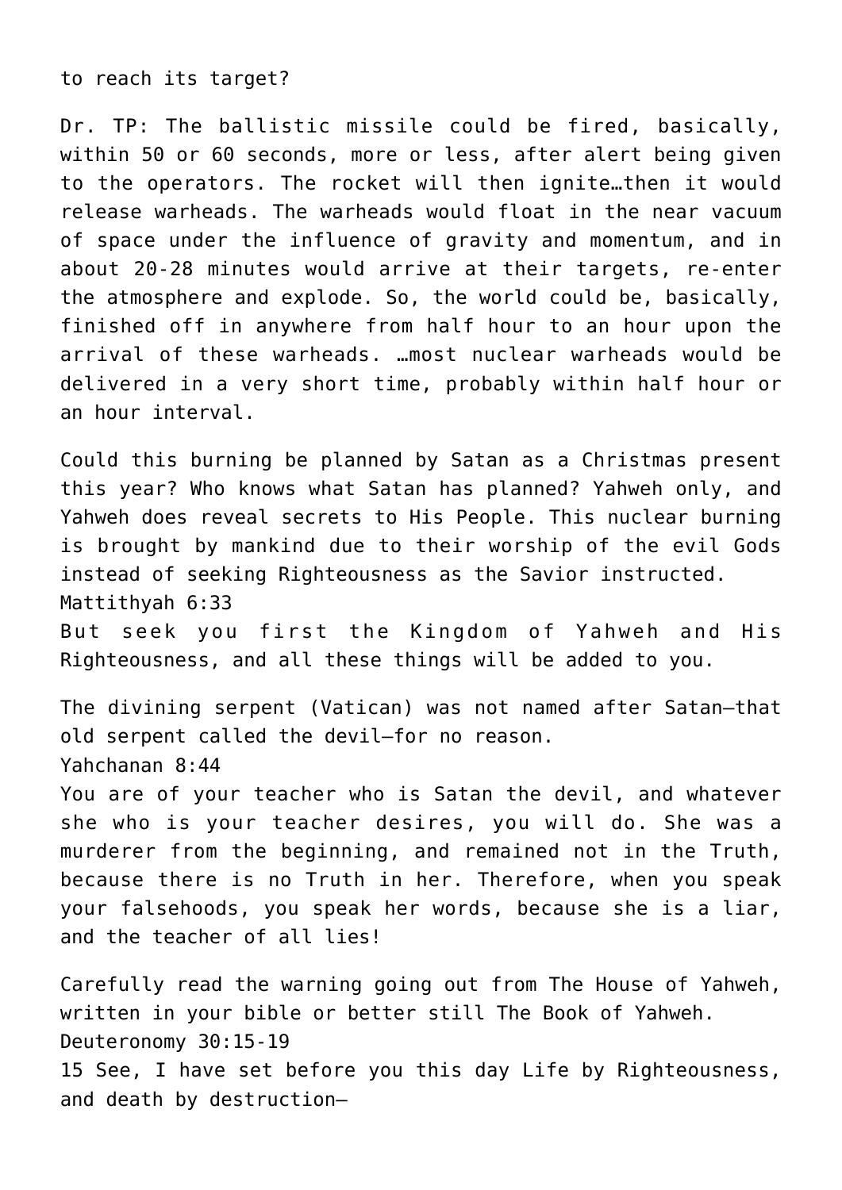to reach its target?

Dr. TP: The ballistic missile could be fired, basically, within 50 or 60 seconds, more or less, after alert being given to the operators. The rocket will then ignite…then it would release warheads. The warheads would float in the near vacuum of space under the influence of gravity and momentum, and in about 20-28 minutes would arrive at their targets, re-enter the atmosphere and explode. So, the world could be, basically, finished off in anywhere from half hour to an hour upon the arrival of these warheads. …most nuclear warheads would be delivered in a very short time, probably within half hour or an hour interval.

Could this burning be planned by Satan as a Christmas present this year? Who knows what Satan has planned? Yahweh only, and Yahweh does reveal secrets to His People. This nuclear burning is brought by mankind due to their worship of the evil Gods instead of seeking Righteousness as the Savior instructed.
Mattithyah 6:33
But seek you first the Kingdom of Yahweh and His Righteousness, and all these things will be added to you.

The divining serpent (Vatican) was not named after Satan—that old serpent called the devil—for no reason.
Yahchanan 8:44
You are of your teacher who is Satan the devil, and whatever she who is your teacher desires, you will do. She was a murderer from the beginning, and remained not in the Truth, because there is no Truth in her. Therefore, when you speak your falsehoods, you speak her words, because she is a liar, and the teacher of all lies!

Carefully read the warning going out from The House of Yahweh, written in your bible or better still The Book of Yahweh.
Deuteronomy 30:15-19
15 See, I have set before you this day Life by Righteousness, and death by destruction—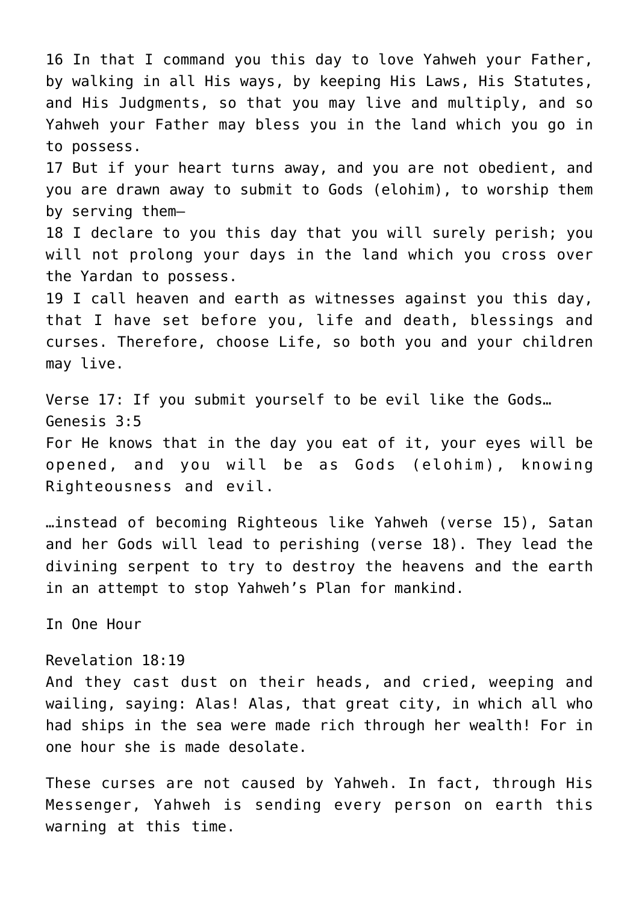16 In that I command you this day to love Yahweh your Father, by walking in all His ways, by keeping His Laws, His Statutes, and His Judgments, so that you may live and multiply, and so Yahweh your Father may bless you in the land which you go in to possess.

17 But if your heart turns away, and you are not obedient, and you are drawn away to submit to Gods (elohim), to worship them by serving them—

18 I declare to you this day that you will surely perish; you will not prolong your days in the land which you cross over the Yardan to possess.

19 I call heaven and earth as witnesses against you this day, that I have set before you, life and death, blessings and curses. Therefore, choose Life, so both you and your children may live.

Verse 17: If you submit yourself to be evil like the Gods…

Genesis 3:5

For He knows that in the day you eat of it, your eyes will be opened, and you will be as Gods (elohim), knowing Righteousness and evil.

…instead of becoming Righteous like Yahweh (verse 15), Satan and her Gods will lead to perishing (verse 18). They lead the divining serpent to try to destroy the heavens and the earth in an attempt to stop Yahweh's Plan for mankind.

In One Hour

Revelation 18:19

And they cast dust on their heads, and cried, weeping and wailing, saying: Alas! Alas, that great city, in which all who had ships in the sea were made rich through her wealth! For in one hour she is made desolate.

These curses are not caused by Yahweh. In fact, through His Messenger, Yahweh is sending every person on earth this warning at this time.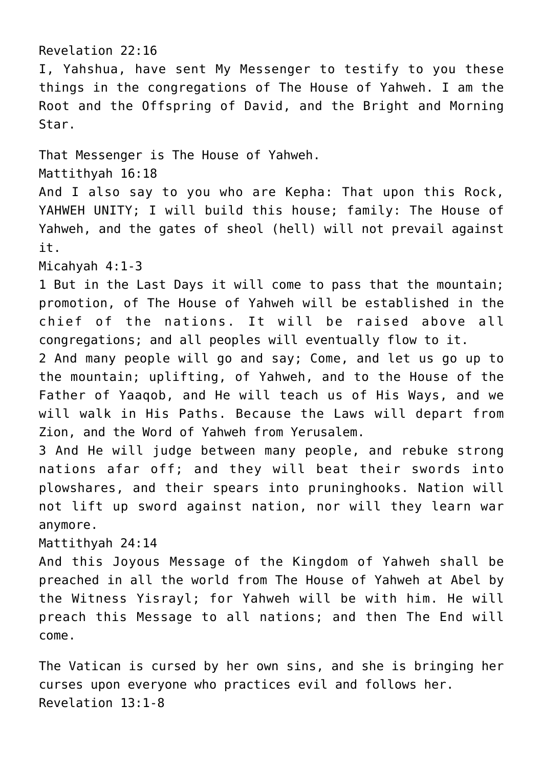Revelation 22:16

I, Yahshua, have sent My Messenger to testify to you these things in the congregations of The House of Yahweh. I am the Root and the Offspring of David, and the Bright and Morning Star.

That Messenger is The House of Yahweh.

Mattithyah 16:18

And I also say to you who are Kepha: That upon this Rock, YAHWEH UNITY; I will build this house; family: The House of Yahweh, and the gates of sheol (hell) will not prevail against it.

Micahyah 4:1-3

1 But in the Last Days it will come to pass that the mountain; promotion, of The House of Yahweh will be established in the chief of the nations. It will be raised above all congregations; and all peoples will eventually flow to it.

2 And many people will go and say; Come, and let us go up to the mountain; uplifting, of Yahweh, and to the House of the Father of Yaaqob, and He will teach us of His Ways, and we will walk in His Paths. Because the Laws will depart from Zion, and the Word of Yahweh from Yerusalem.

3 And He will judge between many people, and rebuke strong nations afar off; and they will beat their swords into plowshares, and their spears into pruninghooks. Nation will not lift up sword against nation, nor will they learn war anymore.

Mattithyah 24:14

And this Joyous Message of the Kingdom of Yahweh shall be preached in all the world from The House of Yahweh at Abel by the Witness Yisrayl; for Yahweh will be with him. He will preach this Message to all nations; and then The End will come.

The Vatican is cursed by her own sins, and she is bringing her curses upon everyone who practices evil and follows her.

Revelation 13:1-8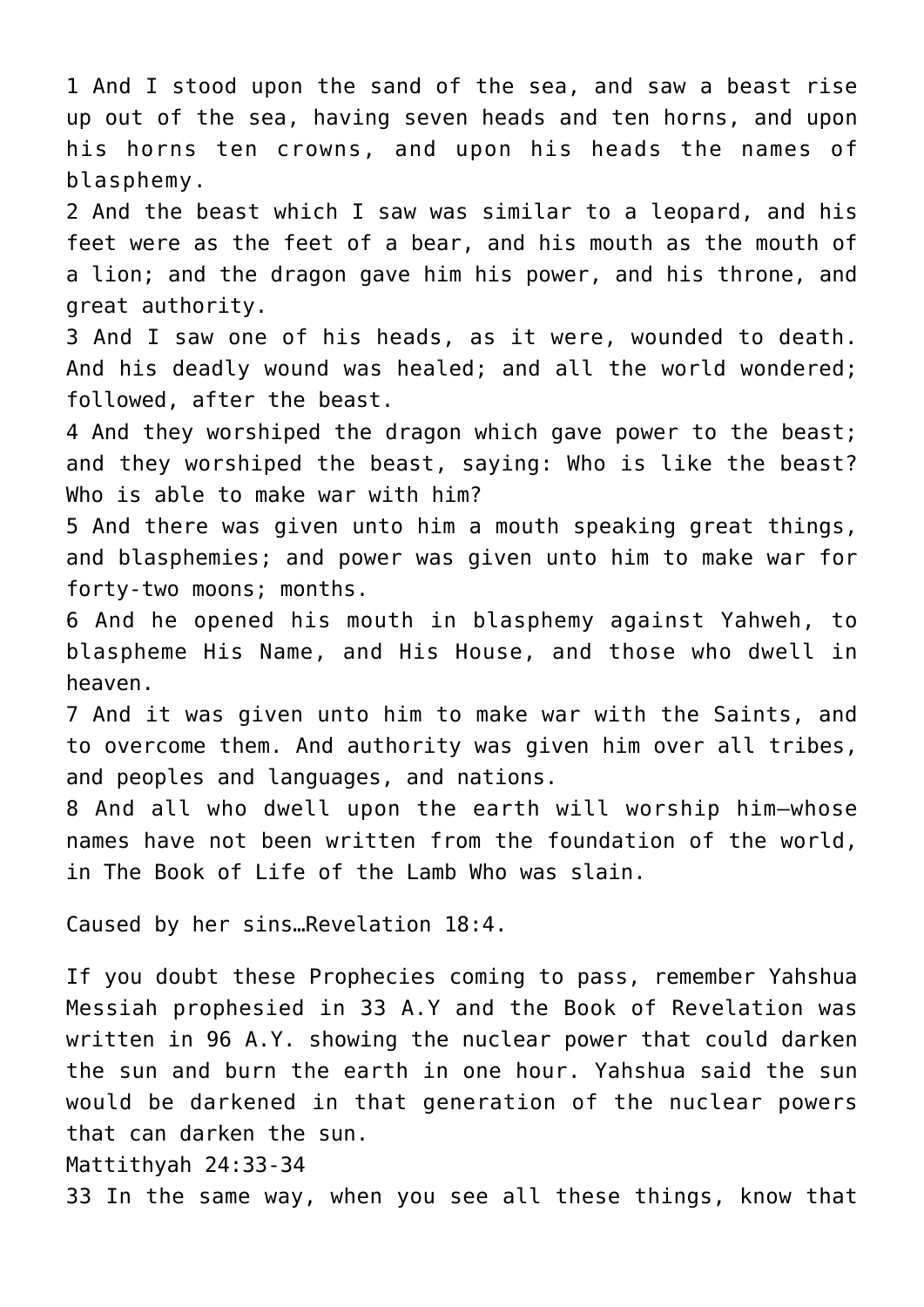1 And I stood upon the sand of the sea, and saw a beast rise up out of the sea, having seven heads and ten horns, and upon his horns ten crowns, and upon his heads the names of blasphemy.
2 And the beast which I saw was similar to a leopard, and his feet were as the feet of a bear, and his mouth as the mouth of a lion; and the dragon gave him his power, and his throne, and great authority.
3 And I saw one of his heads, as it were, wounded to death. And his deadly wound was healed; and all the world wondered; followed, after the beast.
4 And they worshiped the dragon which gave power to the beast; and they worshiped the beast, saying: Who is like the beast? Who is able to make war with him?
5 And there was given unto him a mouth speaking great things, and blasphemies; and power was given unto him to make war for forty-two moons; months.
6 And he opened his mouth in blasphemy against Yahweh, to blaspheme His Name, and His House, and those who dwell in heaven.
7 And it was given unto him to make war with the Saints, and to overcome them. And authority was given him over all tribes, and peoples and languages, and nations.
8 And all who dwell upon the earth will worship him—whose names have not been written from the foundation of the world, in The Book of Life of the Lamb Who was slain.

Caused by her sins…Revelation 18:4.

If you doubt these Prophecies coming to pass, remember Yahshua Messiah prophesied in 33 A.Y and the Book of Revelation was written in 96 A.Y. showing the nuclear power that could darken the sun and burn the earth in one hour. Yahshua said the sun would be darkened in that generation of the nuclear powers that can darken the sun.
Mattithyah 24:33-34
33 In the same way, when you see all these things, know that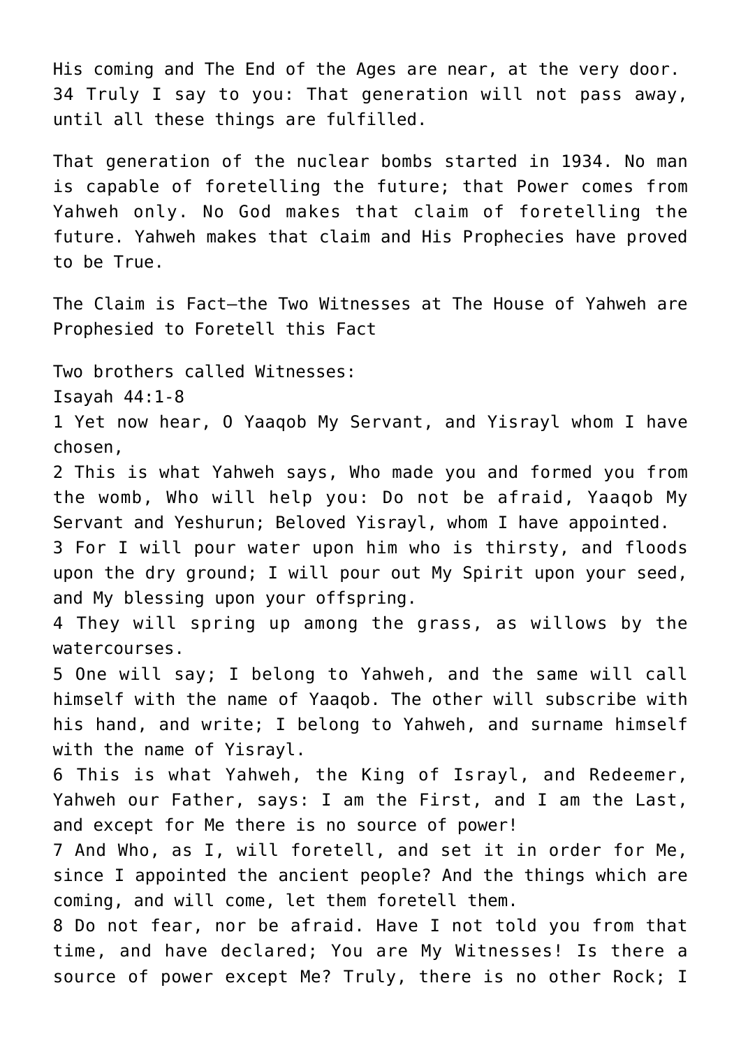His coming and The End of the Ages are near, at the very door.
34 Truly I say to you: That generation will not pass away, until all these things are fulfilled.

That generation of the nuclear bombs started in 1934. No man is capable of foretelling the future; that Power comes from Yahweh only. No God makes that claim of foretelling the future. Yahweh makes that claim and His Prophecies have proved to be True.

The Claim is Fact—the Two Witnesses at The House of Yahweh are Prophesied to Foretell this Fact

Two brothers called Witnesses:
Isayah 44:1-8
1 Yet now hear, O Yaaqob My Servant, and Yisrayl whom I have chosen,
2 This is what Yahweh says, Who made you and formed you from the womb, Who will help you: Do not be afraid, Yaaqob My Servant and Yeshurun; Beloved Yisrayl, whom I have appointed.
3 For I will pour water upon him who is thirsty, and floods upon the dry ground; I will pour out My Spirit upon your seed, and My blessing upon your offspring.
4 They will spring up among the grass, as willows by the watercourses.
5 One will say; I belong to Yahweh, and the same will call himself with the name of Yaaqob. The other will subscribe with his hand, and write; I belong to Yahweh, and surname himself with the name of Yisrayl.
6 This is what Yahweh, the King of Israyl, and Redeemer, Yahweh our Father, says: I am the First, and I am the Last, and except for Me there is no source of power!
7 And Who, as I, will foretell, and set it in order for Me, since I appointed the ancient people? And the things which are coming, and will come, let them foretell them.
8 Do not fear, nor be afraid. Have I not told you from that time, and have declared; You are My Witnesses! Is there a source of power except Me? Truly, there is no other Rock; I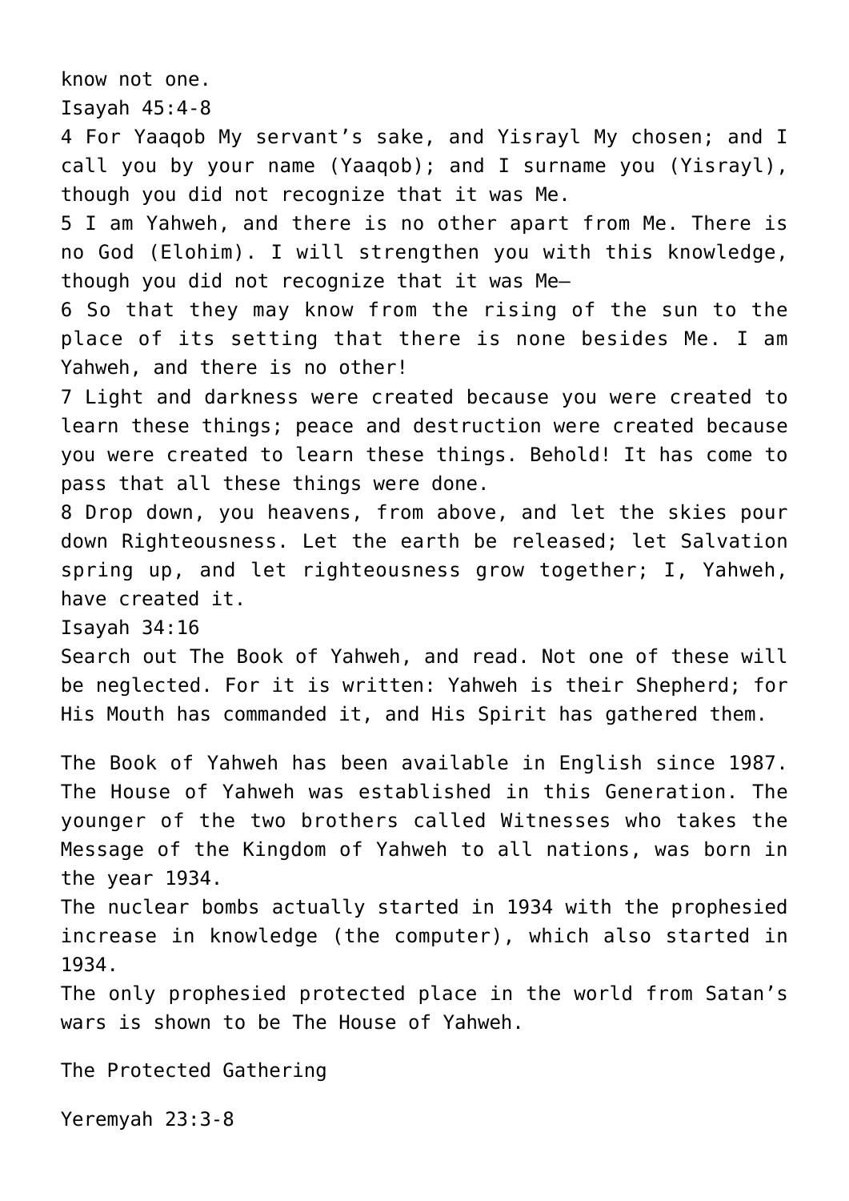know not one.

Isayah 45:4-8

4 For Yaaqob My servant's sake, and Yisrayl My chosen; and I call you by your name (Yaaqob); and I surname you (Yisrayl), though you did not recognize that it was Me.

5 I am Yahweh, and there is no other apart from Me. There is no God (Elohim). I will strengthen you with this knowledge, though you did not recognize that it was Me—

6 So that they may know from the rising of the sun to the place of its setting that there is none besides Me. I am Yahweh, and there is no other!

7 Light and darkness were created because you were created to learn these things; peace and destruction were created because you were created to learn these things. Behold! It has come to pass that all these things were done.

8 Drop down, you heavens, from above, and let the skies pour down Righteousness. Let the earth be released; let Salvation spring up, and let righteousness grow together; I, Yahweh, have created it.

Isayah 34:16

Search out The Book of Yahweh, and read. Not one of these will be neglected. For it is written: Yahweh is their Shepherd; for His Mouth has commanded it, and His Spirit has gathered them.

The Book of Yahweh has been available in English since 1987. The House of Yahweh was established in this Generation. The younger of the two brothers called Witnesses who takes the Message of the Kingdom of Yahweh to all nations, was born in the year 1934.

The nuclear bombs actually started in 1934 with the prophesied increase in knowledge (the computer), which also started in 1934.

The only prophesied protected place in the world from Satan's wars is shown to be The House of Yahweh.

## The Protected Gathering

Yeremyah 23:3-8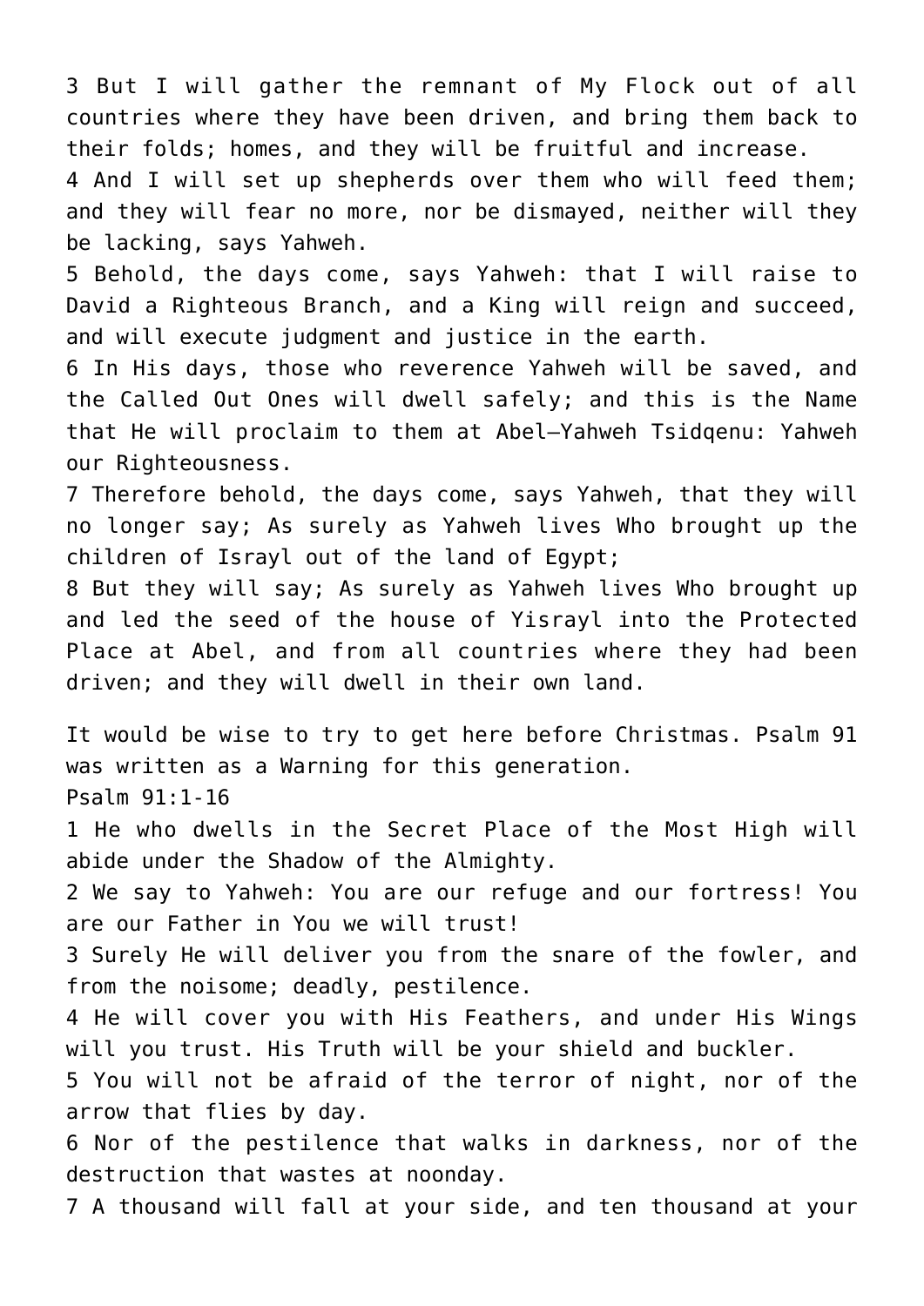3 But I will gather the remnant of My Flock out of all countries where they have been driven, and bring them back to their folds; homes, and they will be fruitful and increase.

4 And I will set up shepherds over them who will feed them; and they will fear no more, nor be dismayed, neither will they be lacking, says Yahweh.

5 Behold, the days come, says Yahweh: that I will raise to David a Righteous Branch, and a King will reign and succeed, and will execute judgment and justice in the earth.

6 In His days, those who reverence Yahweh will be saved, and the Called Out Ones will dwell safely; and this is the Name that He will proclaim to them at Abel—Yahweh Tsidqenu: Yahweh our Righteousness.

7 Therefore behold, the days come, says Yahweh, that they will no longer say; As surely as Yahweh lives Who brought up the children of Israyl out of the land of Egypt;

8 But they will say; As surely as Yahweh lives Who brought up and led the seed of the house of Yisrayl into the Protected Place at Abel, and from all countries where they had been driven; and they will dwell in their own land.

It would be wise to try to get here before Christmas. Psalm 91 was written as a Warning for this generation.

Psalm 91:1-16

1 He who dwells in the Secret Place of the Most High will abide under the Shadow of the Almighty.

2 We say to Yahweh: You are our refuge and our fortress! You are our Father in You we will trust!

3 Surely He will deliver you from the snare of the fowler, and from the noisome; deadly, pestilence.

4 He will cover you with His Feathers, and under His Wings will you trust. His Truth will be your shield and buckler.

5 You will not be afraid of the terror of night, nor of the arrow that flies by day.

6 Nor of the pestilence that walks in darkness, nor of the destruction that wastes at noonday.

7 A thousand will fall at your side, and ten thousand at your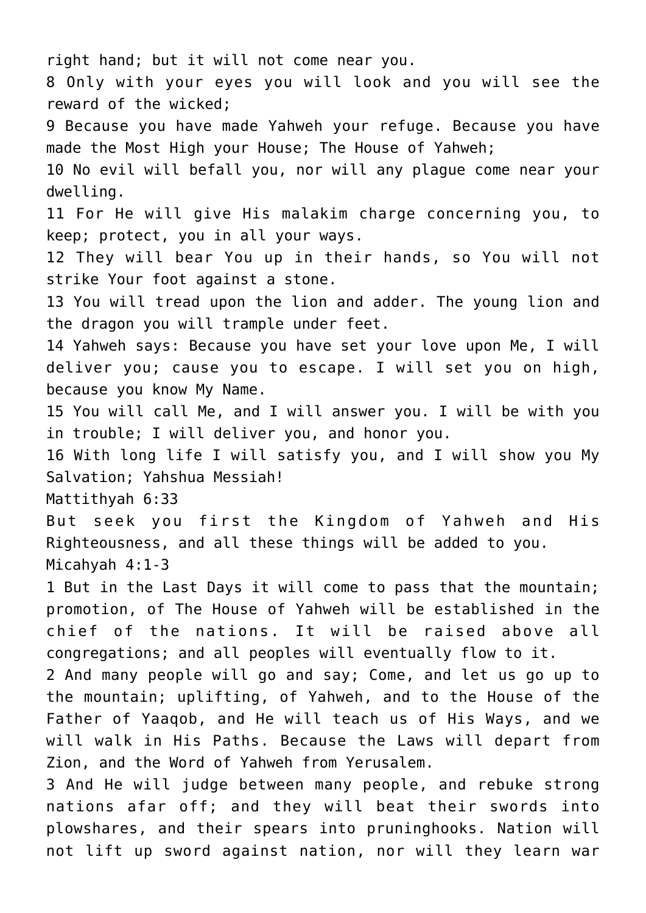right hand; but it will not come near you.

8 Only with your eyes you will look and you will see the reward of the wicked;

9 Because you have made Yahweh your refuge. Because you have made the Most High your House; The House of Yahweh;

10 No evil will befall you, nor will any plague come near your dwelling.

11 For He will give His malakim charge concerning you, to keep; protect, you in all your ways.

12 They will bear You up in their hands, so You will not strike Your foot against a stone.

13 You will tread upon the lion and adder. The young lion and the dragon you will trample under feet.

14 Yahweh says: Because you have set your love upon Me, I will deliver you; cause you to escape. I will set you on high, because you know My Name.

15 You will call Me, and I will answer you. I will be with you in trouble; I will deliver you, and honor you.

16 With long life I will satisfy you, and I will show you My Salvation; Yahshua Messiah!

Mattithyah 6:33

But seek you first the Kingdom of Yahweh and His Righteousness, and all these things will be added to you.

Micahyah 4:1-3

1 But in the Last Days it will come to pass that the mountain; promotion, of The House of Yahweh will be established in the chief of the nations. It will be raised above all congregations; and all peoples will eventually flow to it.

2 And many people will go and say; Come, and let us go up to the mountain; uplifting, of Yahweh, and to the House of the Father of Yaaqob, and He will teach us of His Ways, and we will walk in His Paths. Because the Laws will depart from Zion, and the Word of Yahweh from Yerusalem.

3 And He will judge between many people, and rebuke strong nations afar off; and they will beat their swords into plowshares, and their spears into pruninghooks. Nation will not lift up sword against nation, nor will they learn war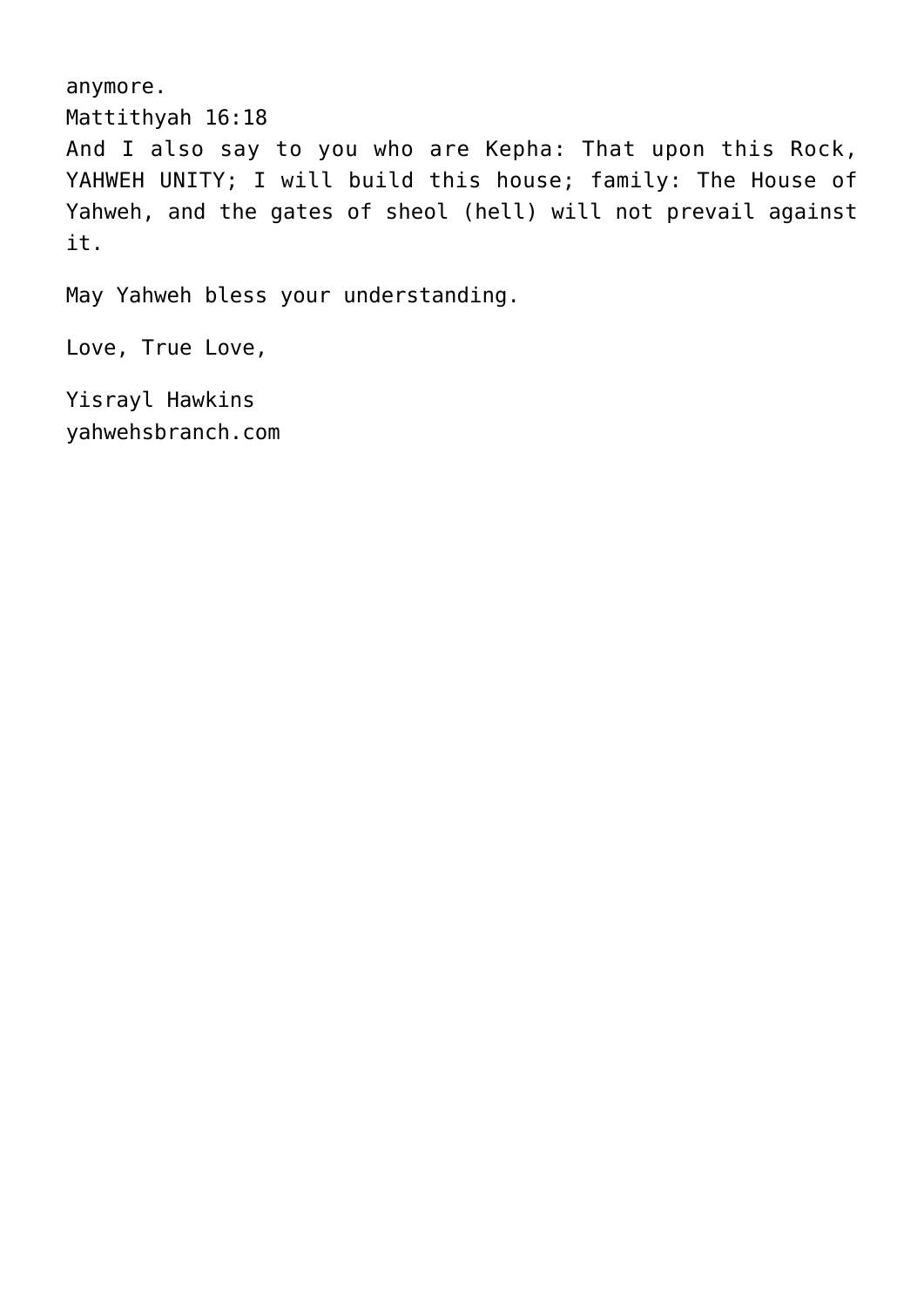anymore.
Mattithyah 16:18
And I also say to you who are Kepha: That upon this Rock, YAHWEH UNITY; I will build this house; family: The House of Yahweh, and the gates of sheol (hell) will not prevail against it.

May Yahweh bless your understanding.

Love, True Love,

Yisrayl Hawkins
yahwehsbranch.com